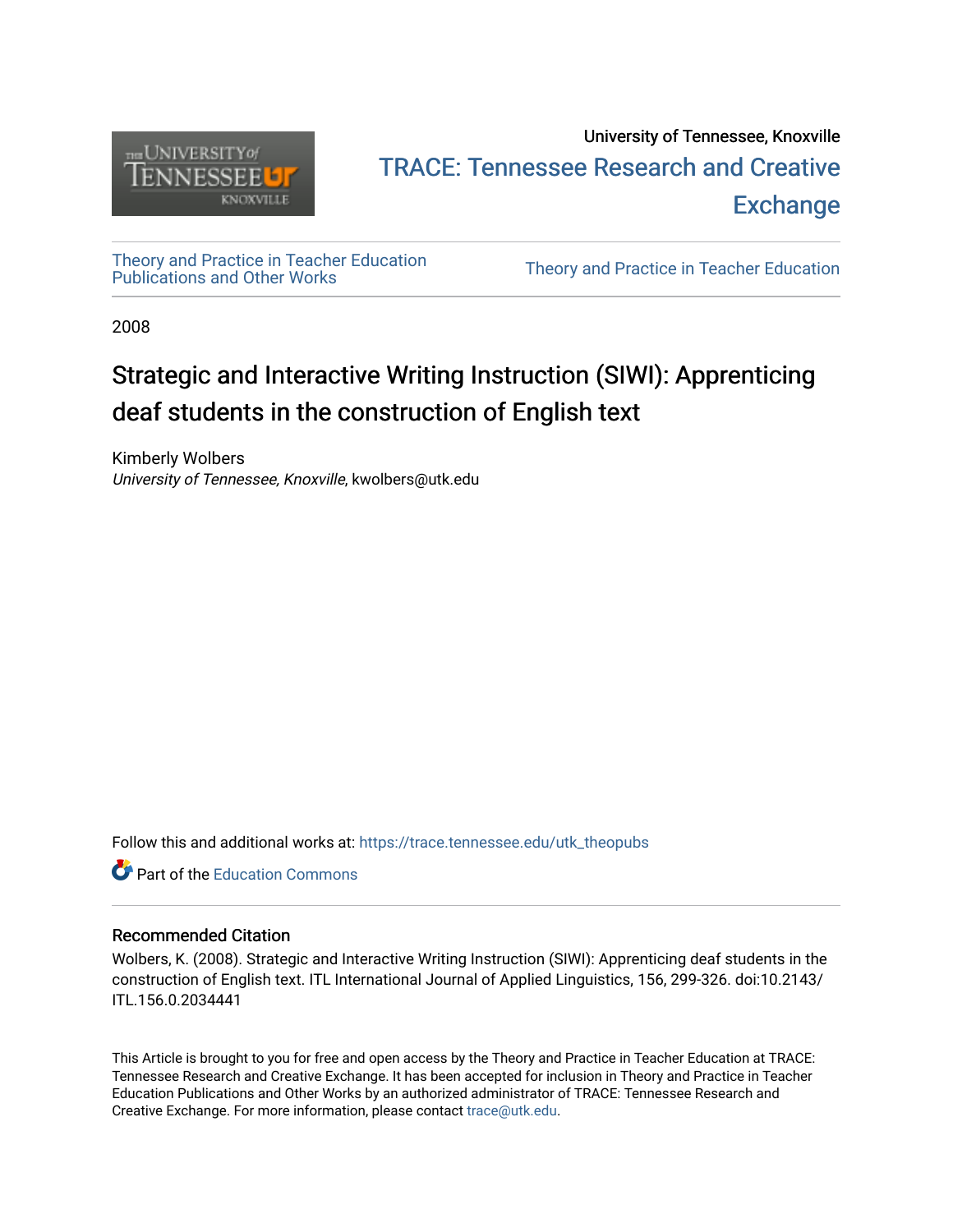University of Tennessee, Knoxville

TRACE: Tennessee Research and Creative Exchange

Theory and Practice in Teacher Education Publications and Other Works

Theory and Practice in Teacher Education

2008

# Strategic and Interactive Writing Instruction (SIWI): Apprenticing deaf students in the construction of English text

Kimberly Wolbers
*University of Tennessee, Knoxville*, kwolbers@utk.edu

Follow this and additional works at: https://trace.tennessee.edu/utk_theopubs

Part of the Education Commons

## Recommended Citation

Wolbers, K. (2008). Strategic and Interactive Writing Instruction (SIWI): Apprenticing deaf students in the construction of English text. ITL International Journal of Applied Linguistics, 156, 299-326. doi:10.2143/ITL.156.0.2034441

This Article is brought to you for free and open access by the Theory and Practice in Teacher Education at TRACE: Tennessee Research and Creative Exchange. It has been accepted for inclusion in Theory and Practice in Teacher Education Publications and Other Works by an authorized administrator of TRACE: Tennessee Research and Creative Exchange. For more information, please contact trace@utk.edu.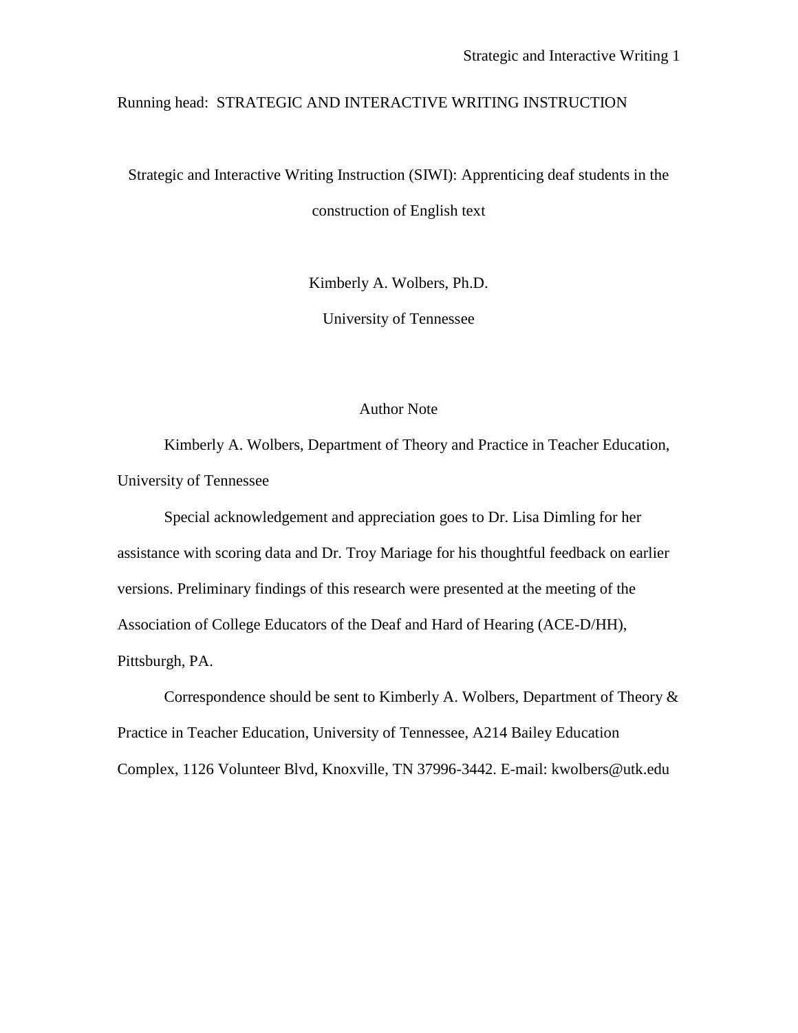Running head: STRATEGIC AND INTERACTIVE WRITING INSTRUCTION

# Strategic and Interactive Writing Instruction (SIWI): Apprenticing deaf students in the construction of English text

Kimberly A. Wolbers, Ph.D.

University of Tennessee

## Author Note

Kimberly A. Wolbers, Department of Theory and Practice in Teacher Education, University of Tennessee

Special acknowledgement and appreciation goes to Dr. Lisa Dimling for her assistance with scoring data and Dr. Troy Mariage for his thoughtful feedback on earlier versions. Preliminary findings of this research were presented at the meeting of the Association of College Educators of the Deaf and Hard of Hearing (ACE-D/HH), Pittsburgh, PA.

Correspondence should be sent to Kimberly A. Wolbers, Department of Theory & Practice in Teacher Education, University of Tennessee, A214 Bailey Education Complex, 1126 Volunteer Blvd, Knoxville, TN 37996-3442. E-mail: kwolbers@utk.edu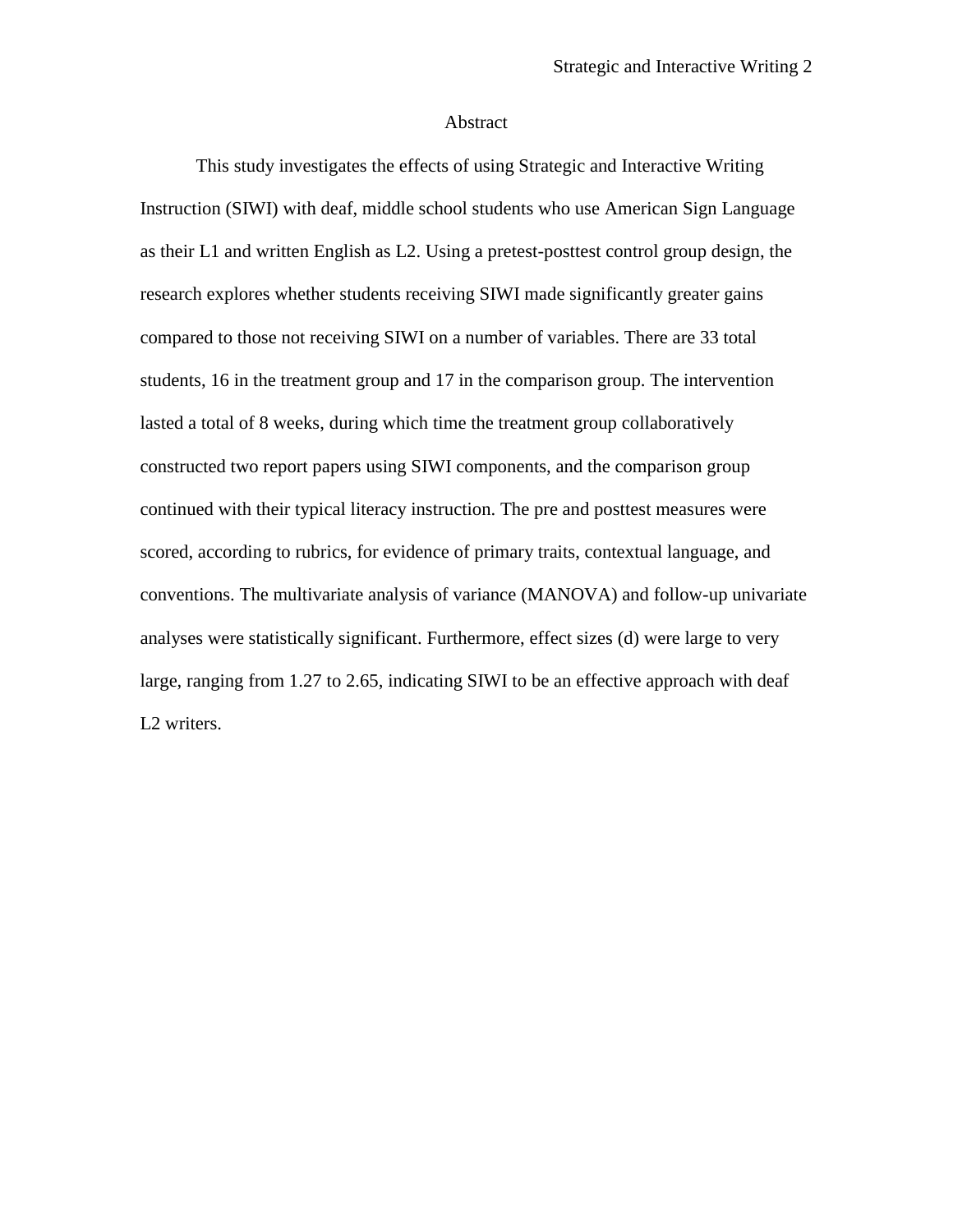# Abstract

This study investigates the effects of using Strategic and Interactive Writing Instruction (SIWI) with deaf, middle school students who use American Sign Language as their L1 and written English as L2. Using a pretest-posttest control group design, the research explores whether students receiving SIWI made significantly greater gains compared to those not receiving SIWI on a number of variables. There are 33 total students, 16 in the treatment group and 17 in the comparison group. The intervention lasted a total of 8 weeks, during which time the treatment group collaboratively constructed two report papers using SIWI components, and the comparison group continued with their typical literacy instruction. The pre and posttest measures were scored, according to rubrics, for evidence of primary traits, contextual language, and conventions. The multivariate analysis of variance (MANOVA) and follow-up univariate analyses were statistically significant. Furthermore, effect sizes ($d$) were large to very large, ranging from 1.27 to 2.65, indicating SIWI to be an effective approach with deaf L2 writers.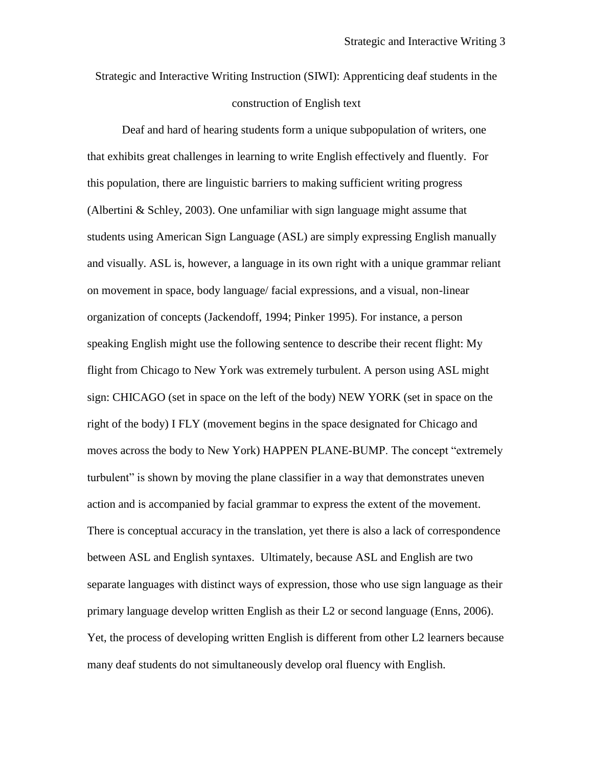Strategic and Interactive Writing Instruction (SIWI): Apprenticing deaf students in the construction of English text

Deaf and hard of hearing students form a unique subpopulation of writers, one that exhibits great challenges in learning to write English effectively and fluently. For this population, there are linguistic barriers to making sufficient writing progress (Albertini & Schley, 2003). One unfamiliar with sign language might assume that students using American Sign Language (ASL) are simply expressing English manually and visually. ASL is, however, a language in its own right with a unique grammar reliant on movement in space, body language/ facial expressions, and a visual, non-linear organization of concepts (Jackendoff, 1994; Pinker 1995). For instance, a person speaking English might use the following sentence to describe their recent flight: My flight from Chicago to New York was extremely turbulent. A person using ASL might sign: CHICAGO (set in space on the left of the body) NEW YORK (set in space on the right of the body) I FLY (movement begins in the space designated for Chicago and moves across the body to New York) HAPPEN PLANE-BUMP. The concept "extremely turbulent" is shown by moving the plane classifier in a way that demonstrates uneven action and is accompanied by facial grammar to express the extent of the movement. There is conceptual accuracy in the translation, yet there is also a lack of correspondence between ASL and English syntaxes. Ultimately, because ASL and English are two separate languages with distinct ways of expression, those who use sign language as their primary language develop written English as their L2 or second language (Enns, 2006). Yet, the process of developing written English is different from other L2 learners because many deaf students do not simultaneously develop oral fluency with English.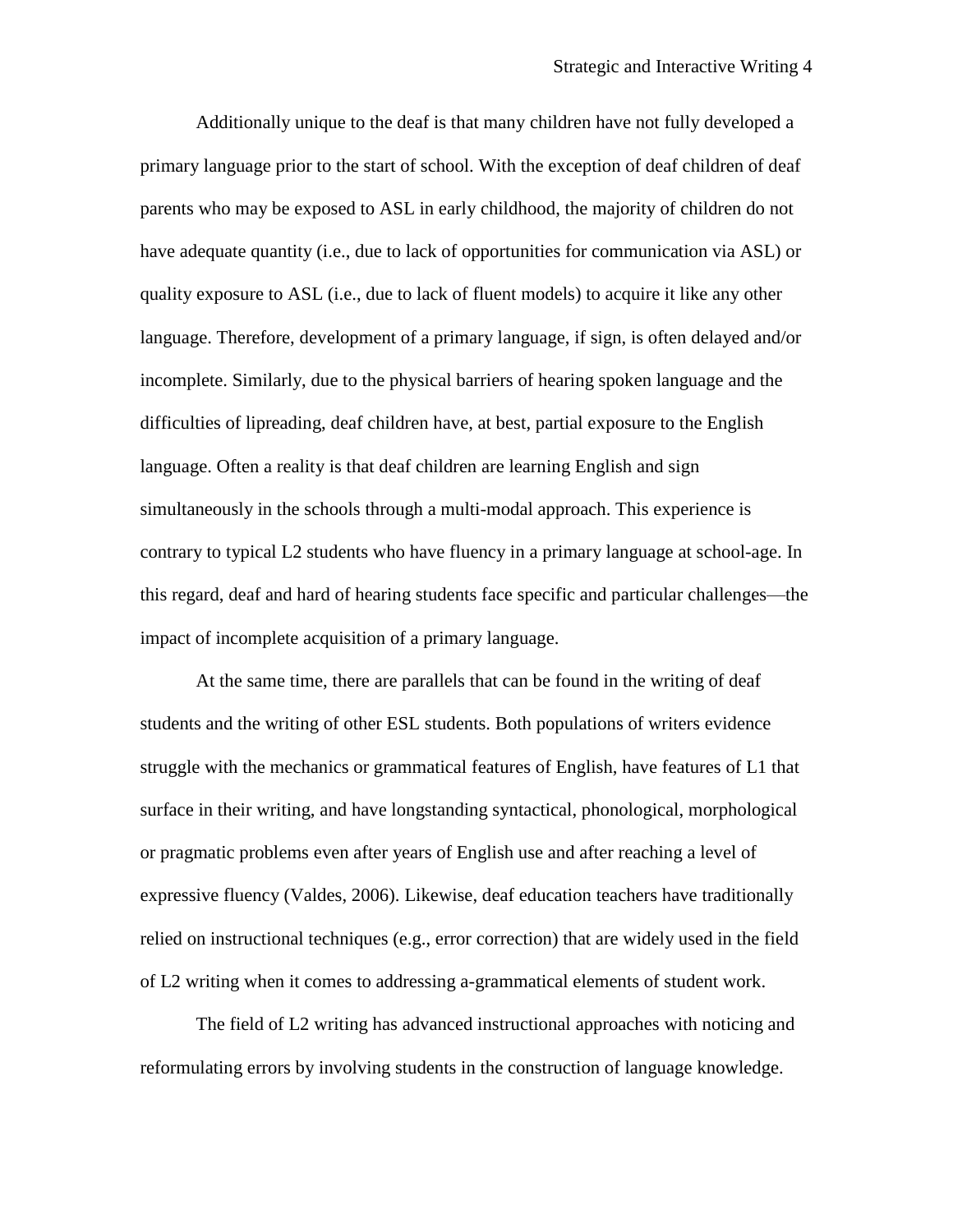Additionally unique to the deaf is that many children have not fully developed a primary language prior to the start of school. With the exception of deaf children of deaf parents who may be exposed to ASL in early childhood, the majority of children do not have adequate quantity (i.e., due to lack of opportunities for communication via ASL) or quality exposure to ASL (i.e., due to lack of fluent models) to acquire it like any other language. Therefore, development of a primary language, if sign, is often delayed and/or incomplete. Similarly, due to the physical barriers of hearing spoken language and the difficulties of lipreading, deaf children have, at best, partial exposure to the English language. Often a reality is that deaf children are learning English and sign simultaneously in the schools through a multi-modal approach. This experience is contrary to typical L2 students who have fluency in a primary language at school-age. In this regard, deaf and hard of hearing students face specific and particular challenges—the impact of incomplete acquisition of a primary language.

At the same time, there are parallels that can be found in the writing of deaf students and the writing of other ESL students. Both populations of writers evidence struggle with the mechanics or grammatical features of English, have features of L1 that surface in their writing, and have longstanding syntactical, phonological, morphological or pragmatic problems even after years of English use and after reaching a level of expressive fluency (Valdes, 2006). Likewise, deaf education teachers have traditionally relied on instructional techniques (e.g., error correction) that are widely used in the field of L2 writing when it comes to addressing a-grammatical elements of student work.

The field of L2 writing has advanced instructional approaches with noticing and reformulating errors by involving students in the construction of language knowledge.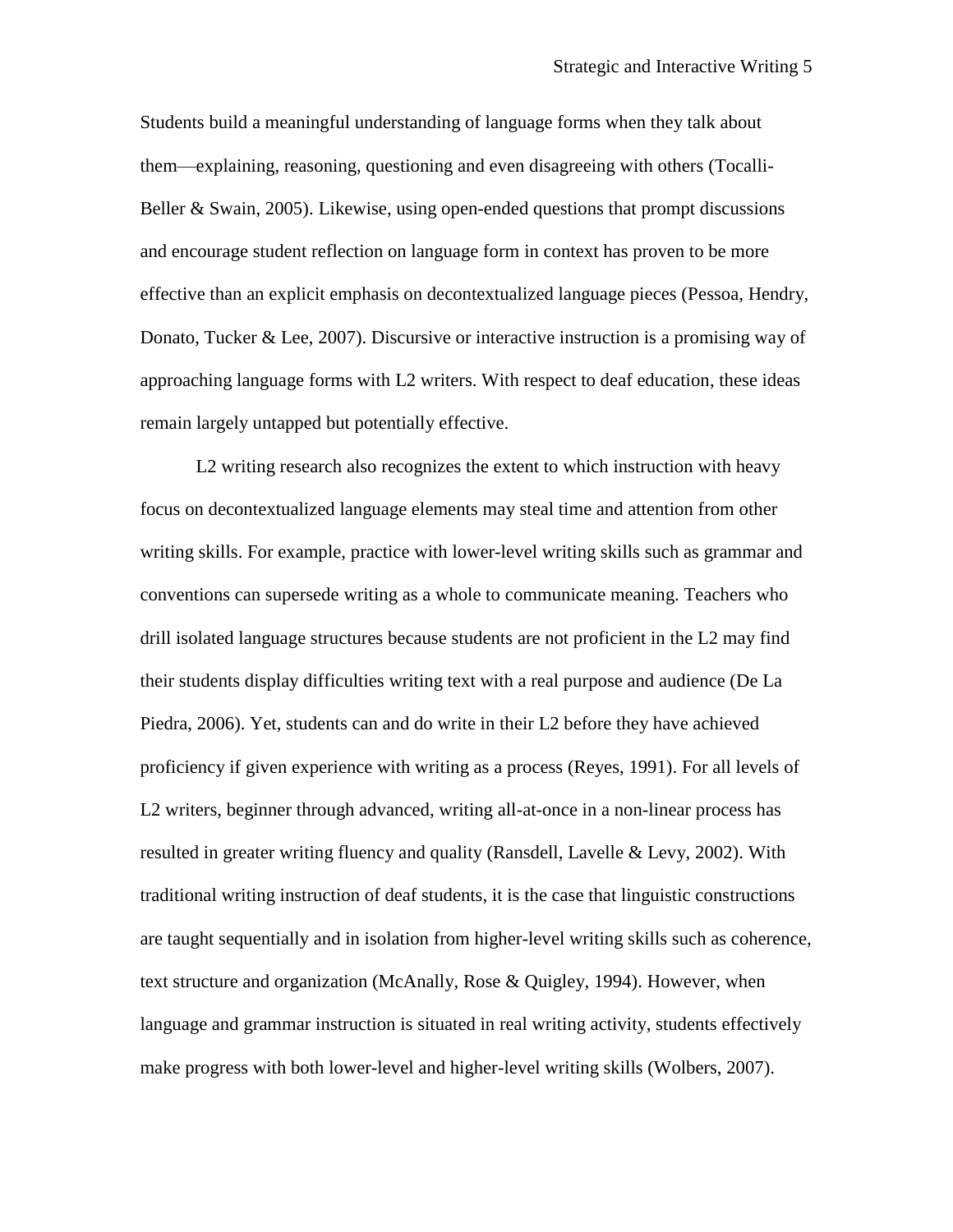Students build a meaningful understanding of language forms when they talk about them—explaining, reasoning, questioning and even disagreeing with others (Tocalli-Beller & Swain, 2005). Likewise, using open-ended questions that prompt discussions and encourage student reflection on language form in context has proven to be more effective than an explicit emphasis on decontextualized language pieces (Pessoa, Hendry, Donato, Tucker & Lee, 2007). Discursive or interactive instruction is a promising way of approaching language forms with L2 writers. With respect to deaf education, these ideas remain largely untapped but potentially effective.

L2 writing research also recognizes the extent to which instruction with heavy focus on decontextualized language elements may steal time and attention from other writing skills. For example, practice with lower-level writing skills such as grammar and conventions can supersede writing as a whole to communicate meaning. Teachers who drill isolated language structures because students are not proficient in the L2 may find their students display difficulties writing text with a real purpose and audience (De La Piedra, 2006). Yet, students can and do write in their L2 before they have achieved proficiency if given experience with writing as a process (Reyes, 1991). For all levels of L2 writers, beginner through advanced, writing all-at-once in a non-linear process has resulted in greater writing fluency and quality (Ransdell, Lavelle & Levy, 2002). With traditional writing instruction of deaf students, it is the case that linguistic constructions are taught sequentially and in isolation from higher-level writing skills such as coherence, text structure and organization (McAnally, Rose & Quigley, 1994). However, when language and grammar instruction is situated in real writing activity, students effectively make progress with both lower-level and higher-level writing skills (Wolbers, 2007).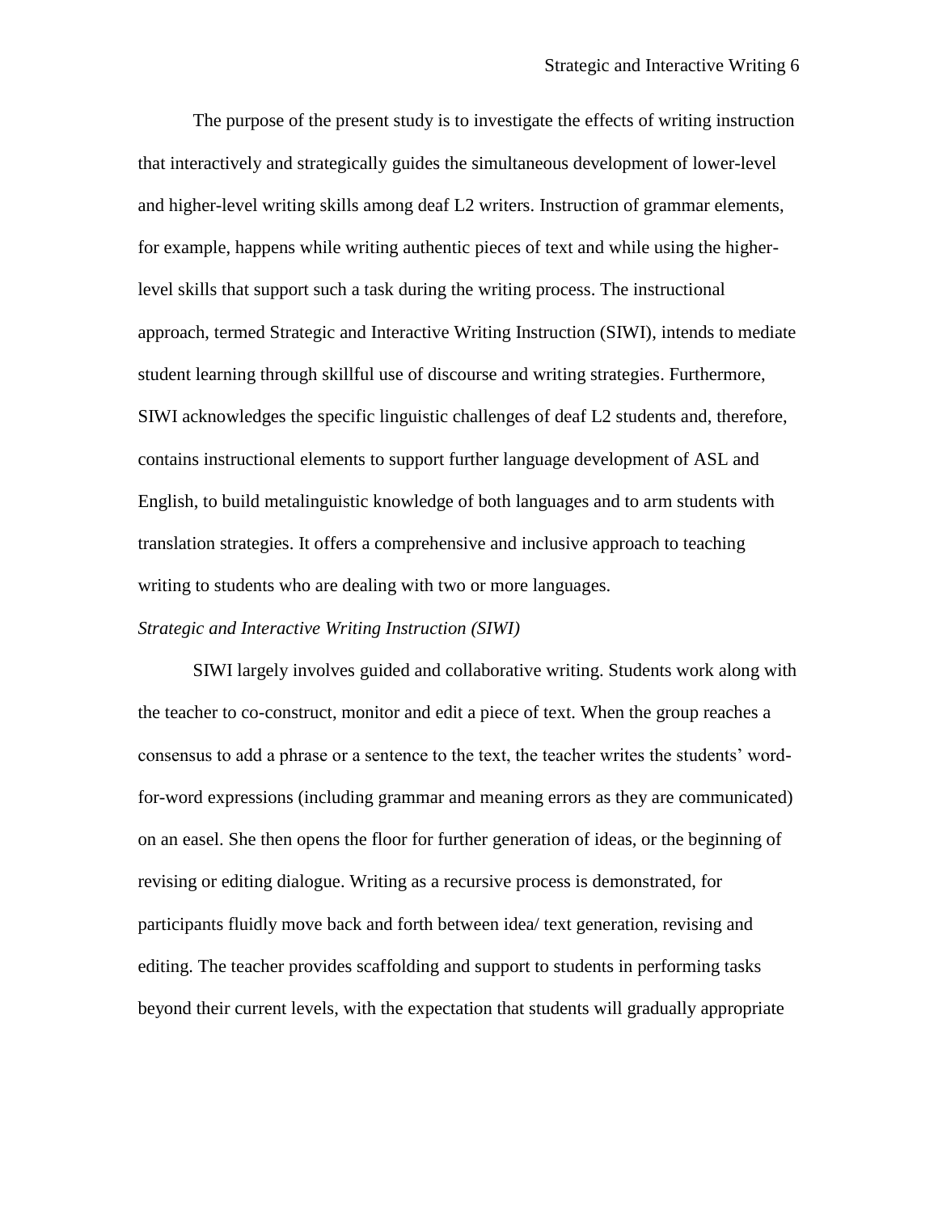The purpose of the present study is to investigate the effects of writing instruction that interactively and strategically guides the simultaneous development of lower-level and higher-level writing skills among deaf L2 writers. Instruction of grammar elements, for example, happens while writing authentic pieces of text and while using the higher-level skills that support such a task during the writing process. The instructional approach, termed Strategic and Interactive Writing Instruction (SIWI), intends to mediate student learning through skillful use of discourse and writing strategies. Furthermore, SIWI acknowledges the specific linguistic challenges of deaf L2 students and, therefore, contains instructional elements to support further language development of ASL and English, to build metalinguistic knowledge of both languages and to arm students with translation strategies. It offers a comprehensive and inclusive approach to teaching writing to students who are dealing with two or more languages.

*Strategic and Interactive Writing Instruction (SIWI)*

SIWI largely involves guided and collaborative writing. Students work along with the teacher to co-construct, monitor and edit a piece of text. When the group reaches a consensus to add a phrase or a sentence to the text, the teacher writes the students' word-for-word expressions (including grammar and meaning errors as they are communicated) on an easel. She then opens the floor for further generation of ideas, or the beginning of revising or editing dialogue. Writing as a recursive process is demonstrated, for participants fluidly move back and forth between idea/ text generation, revising and editing. The teacher provides scaffolding and support to students in performing tasks beyond their current levels, with the expectation that students will gradually appropriate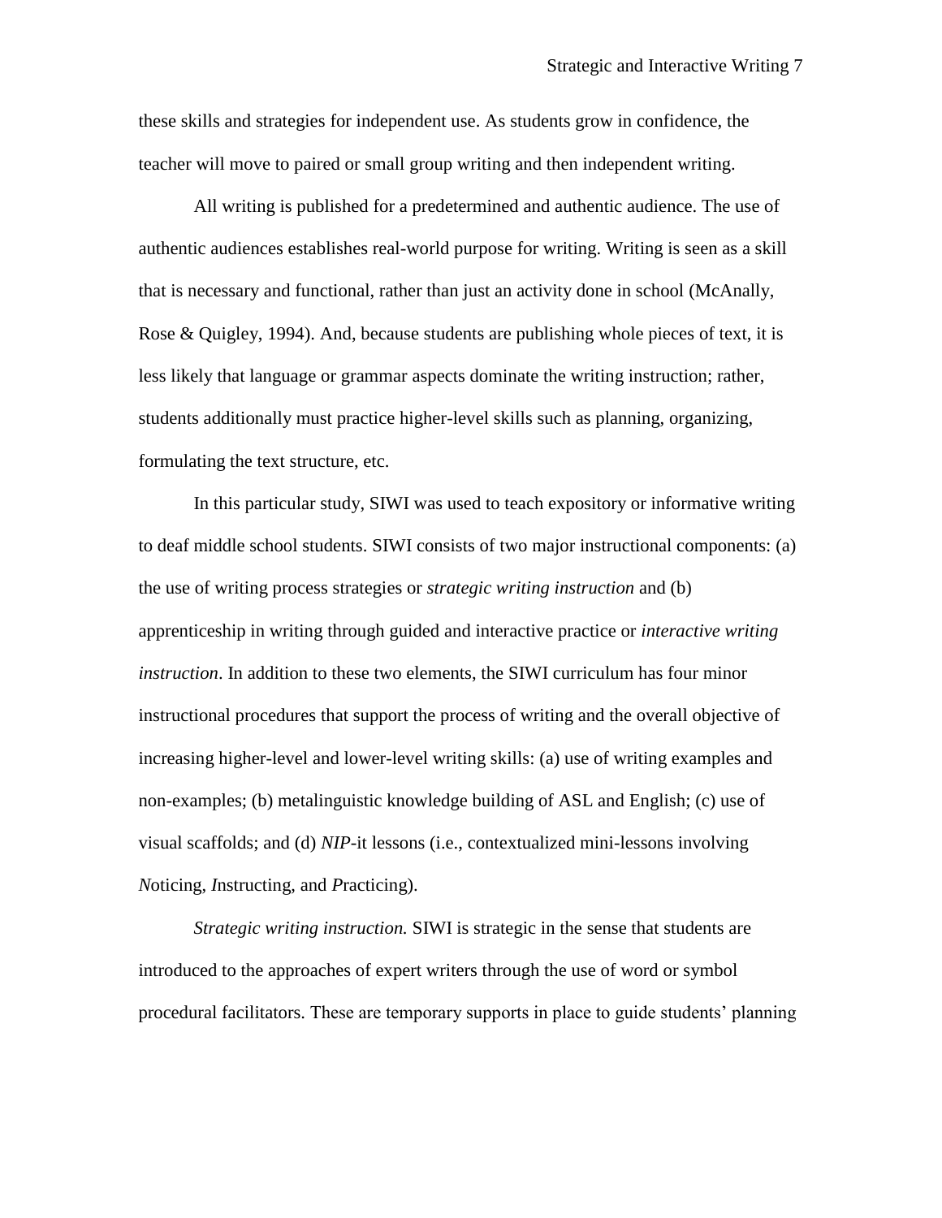these skills and strategies for independent use. As students grow in confidence, the teacher will move to paired or small group writing and then independent writing.

All writing is published for a predetermined and authentic audience. The use of authentic audiences establishes real-world purpose for writing. Writing is seen as a skill that is necessary and functional, rather than just an activity done in school (McAnally, Rose & Quigley, 1994). And, because students are publishing whole pieces of text, it is less likely that language or grammar aspects dominate the writing instruction; rather, students additionally must practice higher-level skills such as planning, organizing, formulating the text structure, etc.

In this particular study, SIWI was used to teach expository or informative writing to deaf middle school students. SIWI consists of two major instructional components: (a) the use of writing process strategies or *strategic writing instruction* and (b) apprenticeship in writing through guided and interactive practice or *interactive writing instruction*. In addition to these two elements, the SIWI curriculum has four minor instructional procedures that support the process of writing and the overall objective of increasing higher-level and lower-level writing skills: (a) use of writing examples and non-examples; (b) metalinguistic knowledge building of ASL and English; (c) use of visual scaffolds; and (d) *NIP*-it lessons (i.e., contextualized mini-lessons involving *N*oticing, *I*nstructing, and *P*racticing).

*Strategic writing instruction.* SIWI is strategic in the sense that students are introduced to the approaches of expert writers through the use of word or symbol procedural facilitators. These are temporary supports in place to guide students' planning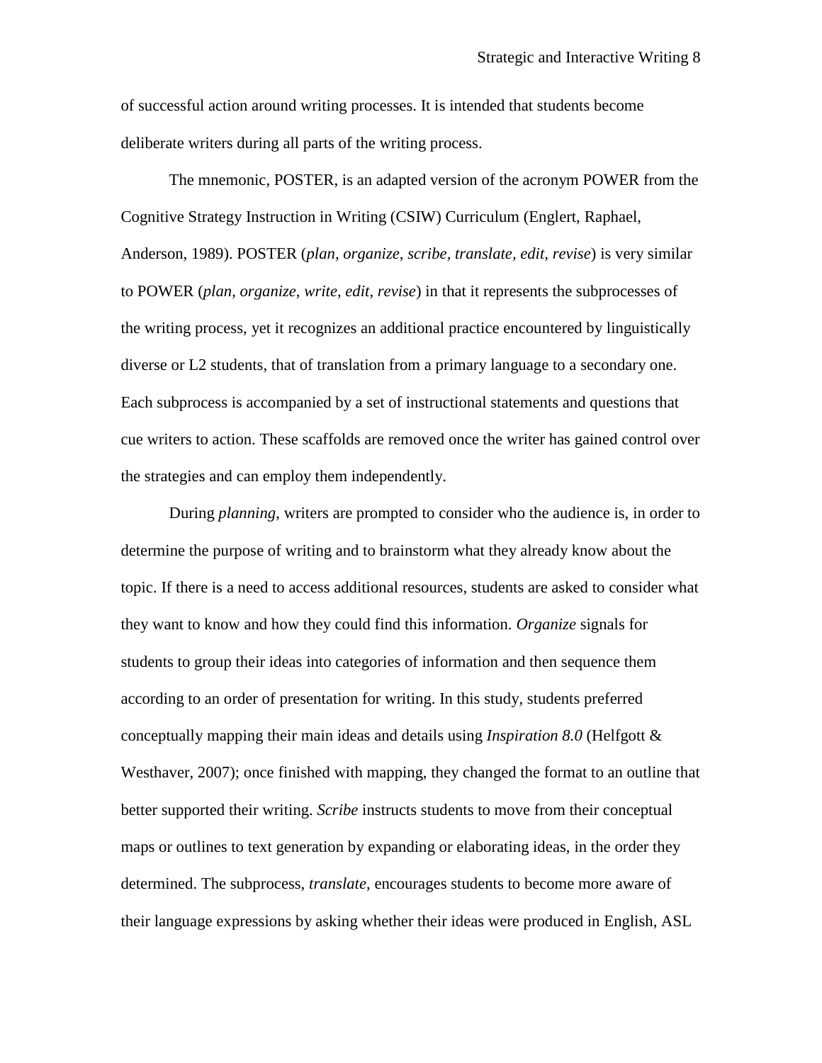of successful action around writing processes. It is intended that students become deliberate writers during all parts of the writing process.

The mnemonic, POSTER, is an adapted version of the acronym POWER from the Cognitive Strategy Instruction in Writing (CSIW) Curriculum (Englert, Raphael, Anderson, 1989). POSTER (*plan, organize, scribe, translate, edit, revise*) is very similar to POWER (*plan, organize, write, edit, revise*) in that it represents the subprocesses of the writing process, yet it recognizes an additional practice encountered by linguistically diverse or L2 students, that of translation from a primary language to a secondary one. Each subprocess is accompanied by a set of instructional statements and questions that cue writers to action. These scaffolds are removed once the writer has gained control over the strategies and can employ them independently.

During *planning*, writers are prompted to consider who the audience is, in order to determine the purpose of writing and to brainstorm what they already know about the topic. If there is a need to access additional resources, students are asked to consider what they want to know and how they could find this information. *Organize* signals for students to group their ideas into categories of information and then sequence them according to an order of presentation for writing. In this study, students preferred conceptually mapping their main ideas and details using *Inspiration 8.0* (Helfgott & Westhaver, 2007); once finished with mapping, they changed the format to an outline that better supported their writing. *Scribe* instructs students to move from their conceptual maps or outlines to text generation by expanding or elaborating ideas, in the order they determined. The subprocess, *translate*, encourages students to become more aware of their language expressions by asking whether their ideas were produced in English, ASL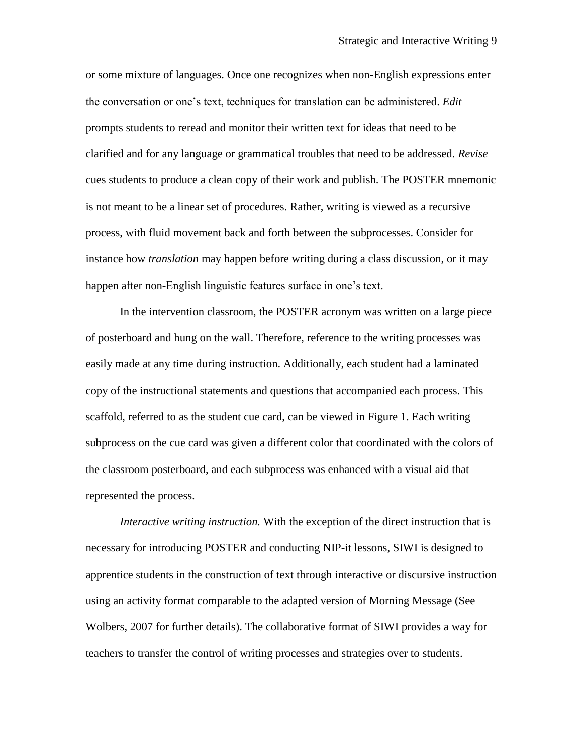or some mixture of languages. Once one recognizes when non-English expressions enter the conversation or one's text, techniques for translation can be administered. *Edit* prompts students to reread and monitor their written text for ideas that need to be clarified and for any language or grammatical troubles that need to be addressed. *Revise* cues students to produce a clean copy of their work and publish. The POSTER mnemonic is not meant to be a linear set of procedures. Rather, writing is viewed as a recursive process, with fluid movement back and forth between the subprocesses. Consider for instance how *translation* may happen before writing during a class discussion, or it may happen after non-English linguistic features surface in one's text.

In the intervention classroom, the POSTER acronym was written on a large piece of posterboard and hung on the wall. Therefore, reference to the writing processes was easily made at any time during instruction. Additionally, each student had a laminated copy of the instructional statements and questions that accompanied each process. This scaffold, referred to as the student cue card, can be viewed in Figure 1. Each writing subprocess on the cue card was given a different color that coordinated with the colors of the classroom posterboard, and each subprocess was enhanced with a visual aid that represented the process.

*Interactive writing instruction.* With the exception of the direct instruction that is necessary for introducing POSTER and conducting NIP-it lessons, SIWI is designed to apprentice students in the construction of text through interactive or discursive instruction using an activity format comparable to the adapted version of Morning Message (See Wolbers, 2007 for further details). The collaborative format of SIWI provides a way for teachers to transfer the control of writing processes and strategies over to students.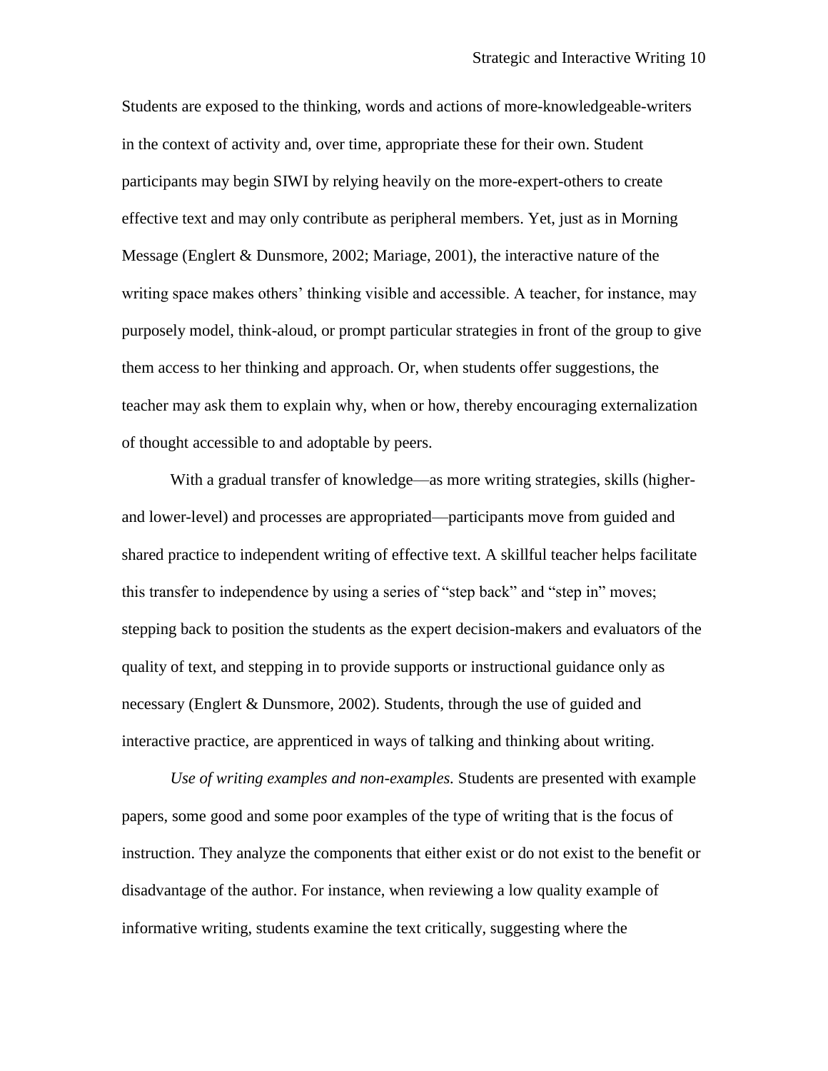Students are exposed to the thinking, words and actions of more-knowledgeable-writers in the context of activity and, over time, appropriate these for their own. Student participants may begin SIWI by relying heavily on the more-expert-others to create effective text and may only contribute as peripheral members. Yet, just as in Morning Message (Englert & Dunsmore, 2002; Mariage, 2001), the interactive nature of the writing space makes others' thinking visible and accessible. A teacher, for instance, may purposely model, think-aloud, or prompt particular strategies in front of the group to give them access to her thinking and approach. Or, when students offer suggestions, the teacher may ask them to explain why, when or how, thereby encouraging externalization of thought accessible to and adoptable by peers.

With a gradual transfer of knowledge—as more writing strategies, skills (higher- and lower-level) and processes are appropriated—participants move from guided and shared practice to independent writing of effective text. A skillful teacher helps facilitate this transfer to independence by using a series of "step back" and "step in" moves; stepping back to position the students as the expert decision-makers and evaluators of the quality of text, and stepping in to provide supports or instructional guidance only as necessary (Englert & Dunsmore, 2002). Students, through the use of guided and interactive practice, are apprenticed in ways of talking and thinking about writing.

*Use of writing examples and non-examples.* Students are presented with example papers, some good and some poor examples of the type of writing that is the focus of instruction. They analyze the components that either exist or do not exist to the benefit or disadvantage of the author. For instance, when reviewing a low quality example of informative writing, students examine the text critically, suggesting where the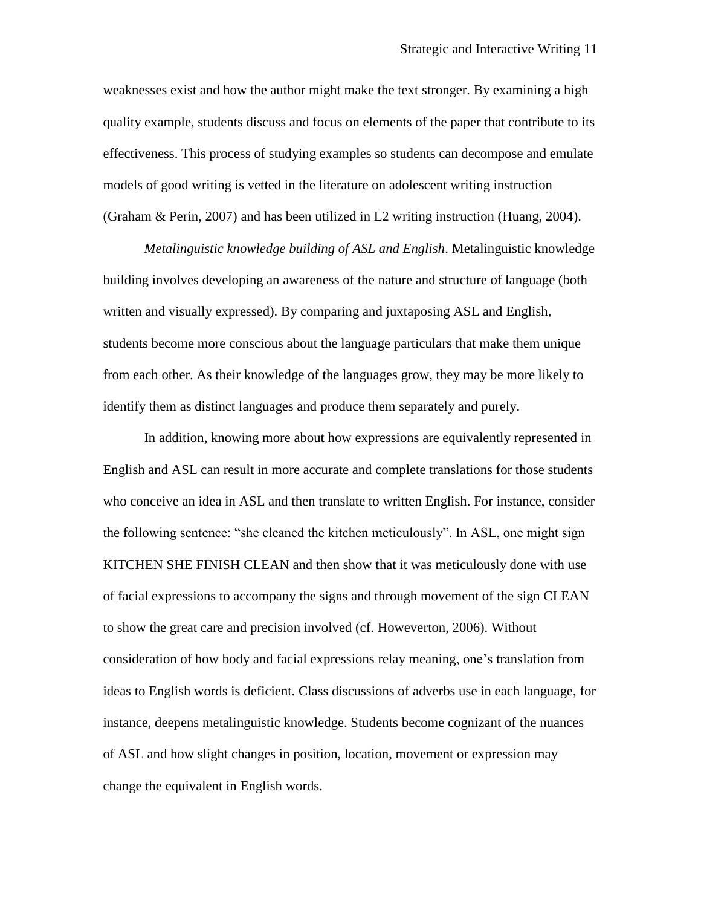weaknesses exist and how the author might make the text stronger. By examining a high quality example, students discuss and focus on elements of the paper that contribute to its effectiveness. This process of studying examples so students can decompose and emulate models of good writing is vetted in the literature on adolescent writing instruction (Graham & Perin, 2007) and has been utilized in L2 writing instruction (Huang, 2004).

*Metalinguistic knowledge building of ASL and English*. Metalinguistic knowledge building involves developing an awareness of the nature and structure of language (both written and visually expressed). By comparing and juxtaposing ASL and English, students become more conscious about the language particulars that make them unique from each other. As their knowledge of the languages grow, they may be more likely to identify them as distinct languages and produce them separately and purely.

In addition, knowing more about how expressions are equivalently represented in English and ASL can result in more accurate and complete translations for those students who conceive an idea in ASL and then translate to written English. For instance, consider the following sentence: "she cleaned the kitchen meticulously". In ASL, one might sign KITCHEN SHE FINISH CLEAN and then show that it was meticulously done with use of facial expressions to accompany the signs and through movement of the sign CLEAN to show the great care and precision involved (cf. Howeverton, 2006). Without consideration of how body and facial expressions relay meaning, one's translation from ideas to English words is deficient. Class discussions of adverbs use in each language, for instance, deepens metalinguistic knowledge. Students become cognizant of the nuances of ASL and how slight changes in position, location, movement or expression may change the equivalent in English words.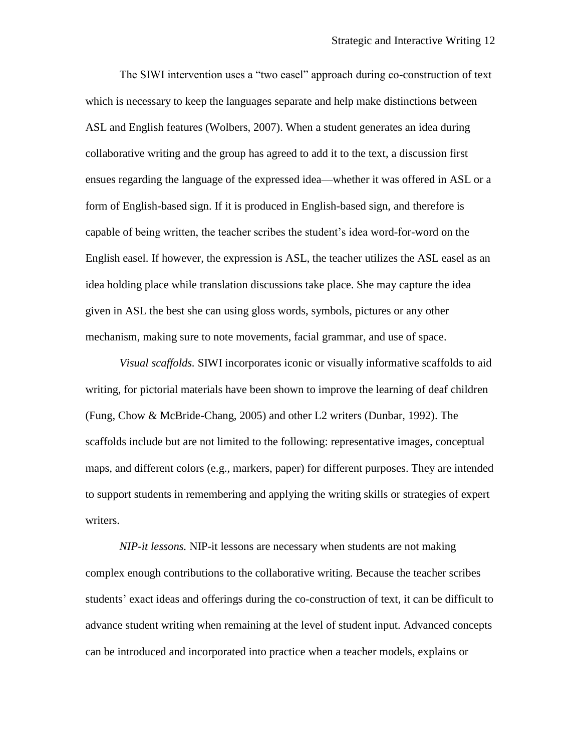The SIWI intervention uses a "two easel" approach during co-construction of text which is necessary to keep the languages separate and help make distinctions between ASL and English features (Wolbers, 2007). When a student generates an idea during collaborative writing and the group has agreed to add it to the text, a discussion first ensues regarding the language of the expressed idea—whether it was offered in ASL or a form of English-based sign. If it is produced in English-based sign, and therefore is capable of being written, the teacher scribes the student's idea word-for-word on the English easel. If however, the expression is ASL, the teacher utilizes the ASL easel as an idea holding place while translation discussions take place. She may capture the idea given in ASL the best she can using gloss words, symbols, pictures or any other mechanism, making sure to note movements, facial grammar, and use of space.

*Visual scaffolds.* SIWI incorporates iconic or visually informative scaffolds to aid writing, for pictorial materials have been shown to improve the learning of deaf children (Fung, Chow & McBride-Chang, 2005) and other L2 writers (Dunbar, 1992). The scaffolds include but are not limited to the following: representative images, conceptual maps, and different colors (e.g., markers, paper) for different purposes. They are intended to support students in remembering and applying the writing skills or strategies of expert writers.

*NIP-it lessons.* NIP-it lessons are necessary when students are not making complex enough contributions to the collaborative writing. Because the teacher scribes students' exact ideas and offerings during the co-construction of text, it can be difficult to advance student writing when remaining at the level of student input. Advanced concepts can be introduced and incorporated into practice when a teacher models, explains or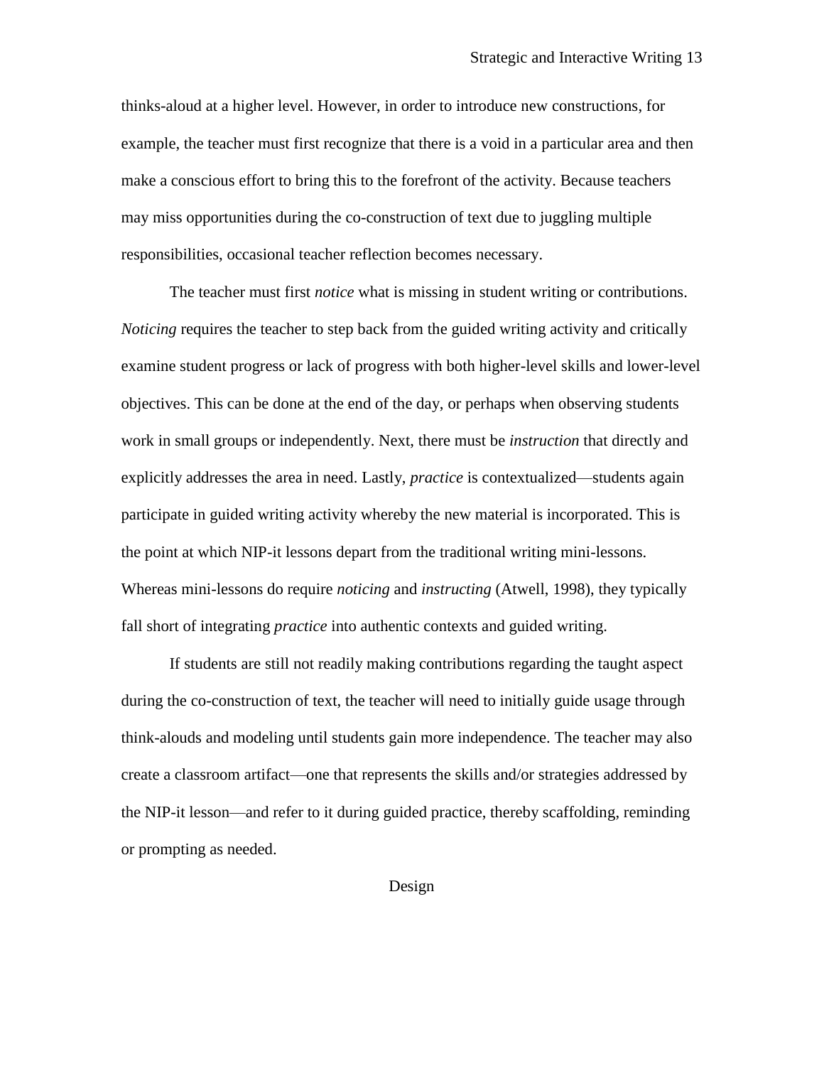thinks-aloud at a higher level. However, in order to introduce new constructions, for example, the teacher must first recognize that there is a void in a particular area and then make a conscious effort to bring this to the forefront of the activity. Because teachers may miss opportunities during the co-construction of text due to juggling multiple responsibilities, occasional teacher reflection becomes necessary.

The teacher must first *notice* what is missing in student writing or contributions. *Noticing* requires the teacher to step back from the guided writing activity and critically examine student progress or lack of progress with both higher-level skills and lower-level objectives. This can be done at the end of the day, or perhaps when observing students work in small groups or independently. Next, there must be *instruction* that directly and explicitly addresses the area in need. Lastly, *practice* is contextualized—students again participate in guided writing activity whereby the new material is incorporated. This is the point at which NIP-it lessons depart from the traditional writing mini-lessons. Whereas mini-lessons do require *noticing* and *instructing* (Atwell, 1998), they typically fall short of integrating *practice* into authentic contexts and guided writing.

If students are still not readily making contributions regarding the taught aspect during the co-construction of text, the teacher will need to initially guide usage through think-alouds and modeling until students gain more independence. The teacher may also create a classroom artifact—one that represents the skills and/or strategies addressed by the NIP-it lesson—and refer to it during guided practice, thereby scaffolding, reminding or prompting as needed.

## Design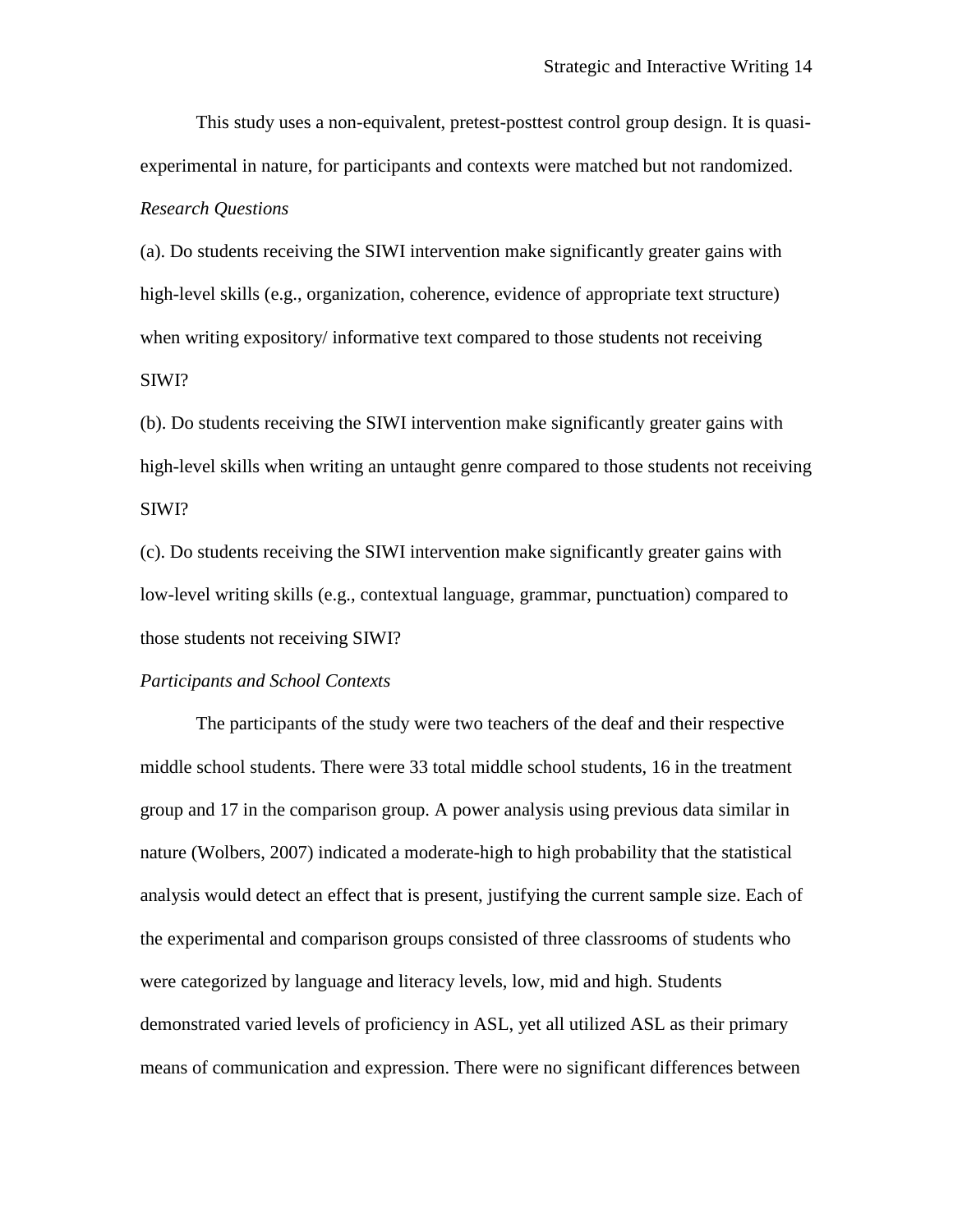This study uses a non-equivalent, pretest-posttest control group design. It is quasi-experimental in nature, for participants and contexts were matched but not randomized.

*Research Questions*

(a). Do students receiving the SIWI intervention make significantly greater gains with high-level skills (e.g., organization, coherence, evidence of appropriate text structure) when writing expository/ informative text compared to those students not receiving SIWI?

(b). Do students receiving the SIWI intervention make significantly greater gains with high-level skills when writing an untaught genre compared to those students not receiving SIWI?

(c). Do students receiving the SIWI intervention make significantly greater gains with low-level writing skills (e.g., contextual language, grammar, punctuation) compared to those students not receiving SIWI?

*Participants and School Contexts*

The participants of the study were two teachers of the deaf and their respective middle school students. There were 33 total middle school students, 16 in the treatment group and 17 in the comparison group. A power analysis using previous data similar in nature (Wolbers, 2007) indicated a moderate-high to high probability that the statistical analysis would detect an effect that is present, justifying the current sample size. Each of the experimental and comparison groups consisted of three classrooms of students who were categorized by language and literacy levels, low, mid and high. Students demonstrated varied levels of proficiency in ASL, yet all utilized ASL as their primary means of communication and expression. There were no significant differences between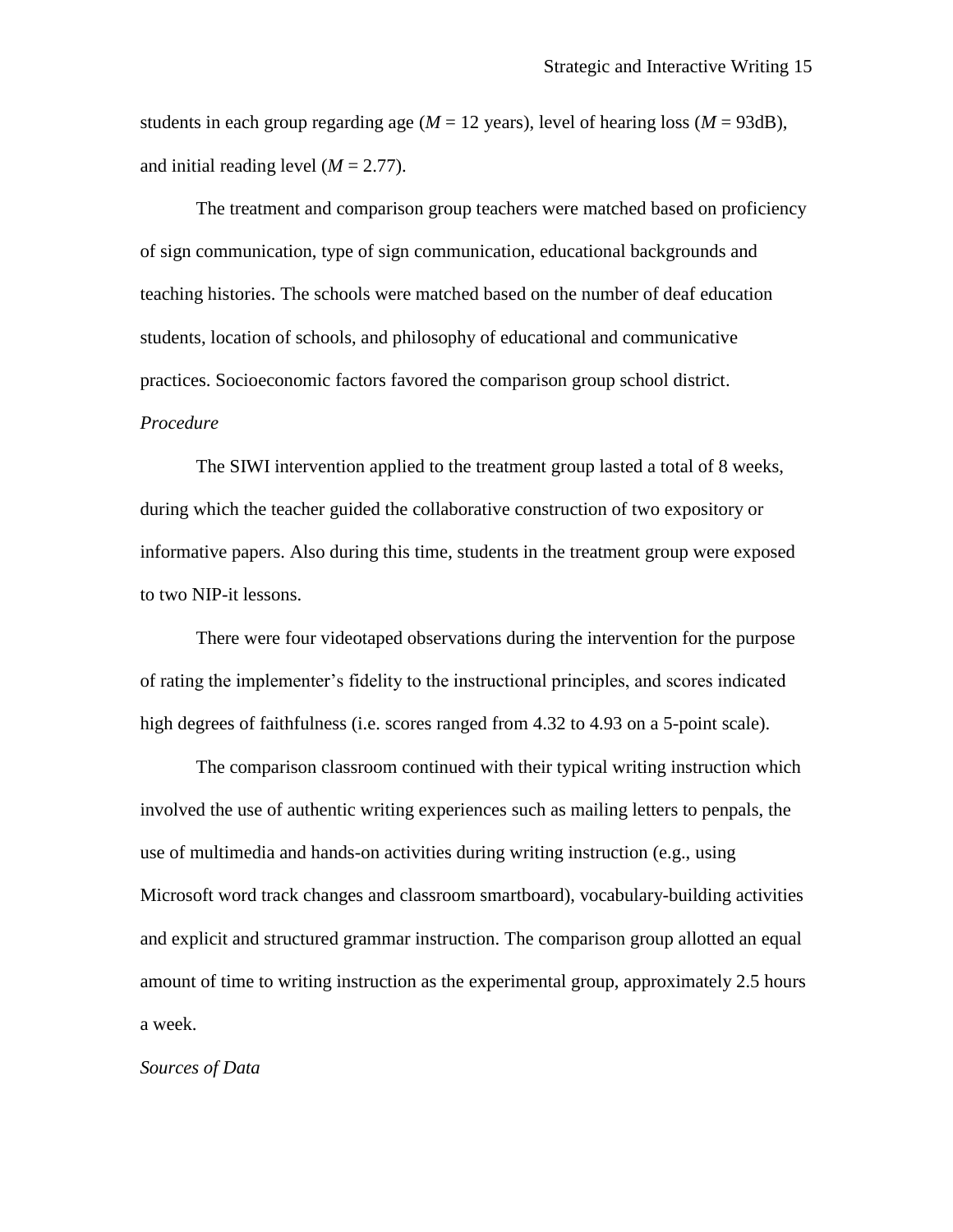students in each group regarding age (*M* = 12 years), level of hearing loss (*M* = 93dB), and initial reading level (*M* = 2.77).

The treatment and comparison group teachers were matched based on proficiency of sign communication, type of sign communication, educational backgrounds and teaching histories. The schools were matched based on the number of deaf education students, location of schools, and philosophy of educational and communicative practices. Socioeconomic factors favored the comparison group school district.

*Procedure*

The SIWI intervention applied to the treatment group lasted a total of 8 weeks, during which the teacher guided the collaborative construction of two expository or informative papers. Also during this time, students in the treatment group were exposed to two NIP-it lessons.

There were four videotaped observations during the intervention for the purpose of rating the implementer's fidelity to the instructional principles, and scores indicated high degrees of faithfulness (i.e. scores ranged from 4.32 to 4.93 on a 5-point scale).

The comparison classroom continued with their typical writing instruction which involved the use of authentic writing experiences such as mailing letters to penpals, the use of multimedia and hands-on activities during writing instruction (e.g., using Microsoft word track changes and classroom smartboard), vocabulary-building activities and explicit and structured grammar instruction. The comparison group allotted an equal amount of time to writing instruction as the experimental group, approximately 2.5 hours a week.

*Sources of Data*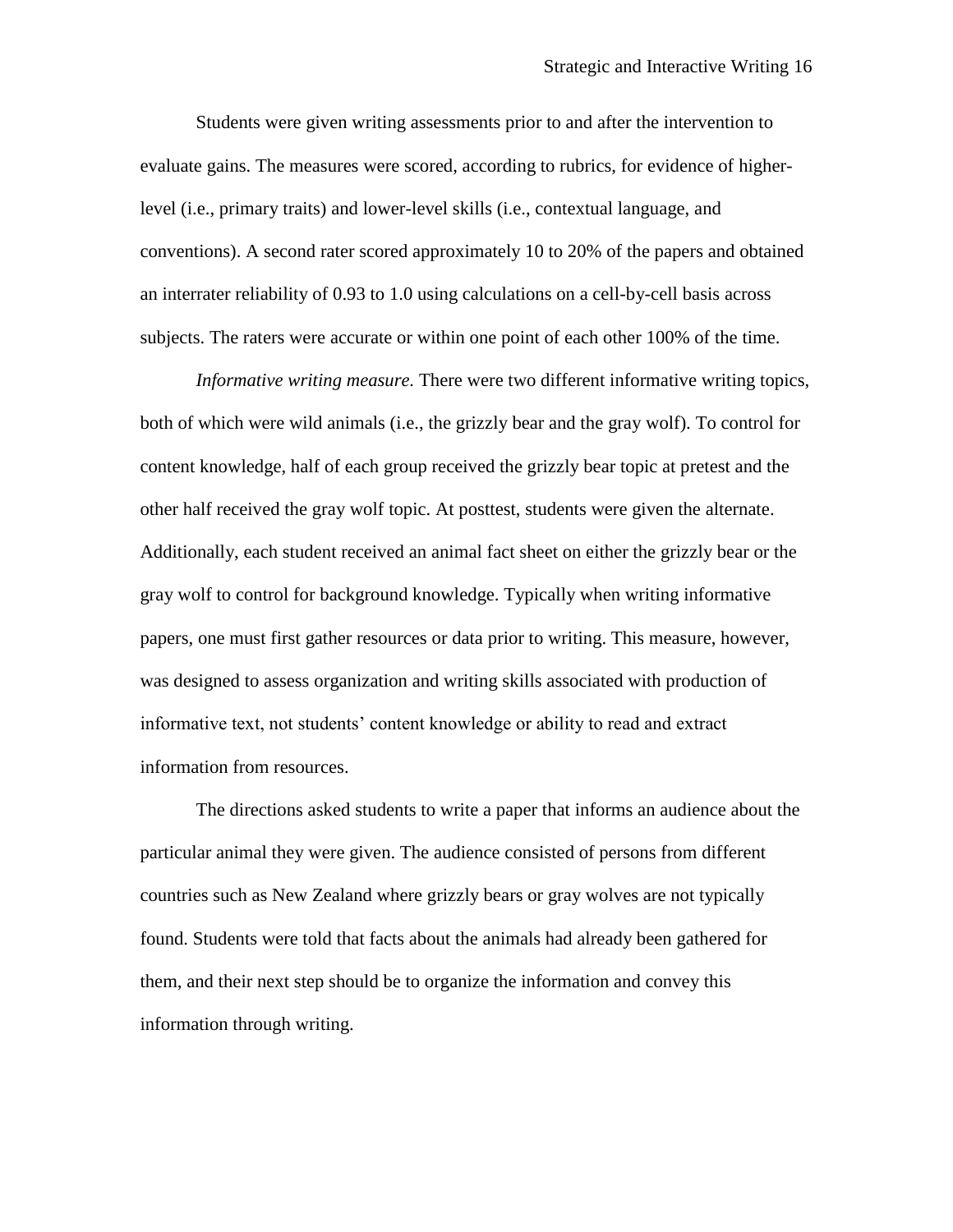Students were given writing assessments prior to and after the intervention to evaluate gains. The measures were scored, according to rubrics, for evidence of higher-level (i.e., primary traits) and lower-level skills (i.e., contextual language, and conventions). A second rater scored approximately 10 to 20% of the papers and obtained an interrater reliability of 0.93 to 1.0 using calculations on a cell-by-cell basis across subjects. The raters were accurate or within one point of each other 100% of the time.

*Informative writing measure.* There were two different informative writing topics, both of which were wild animals (i.e., the grizzly bear and the gray wolf). To control for content knowledge, half of each group received the grizzly bear topic at pretest and the other half received the gray wolf topic. At posttest, students were given the alternate. Additionally, each student received an animal fact sheet on either the grizzly bear or the gray wolf to control for background knowledge. Typically when writing informative papers, one must first gather resources or data prior to writing. This measure, however, was designed to assess organization and writing skills associated with production of informative text, not students' content knowledge or ability to read and extract information from resources.

The directions asked students to write a paper that informs an audience about the particular animal they were given. The audience consisted of persons from different countries such as New Zealand where grizzly bears or gray wolves are not typically found. Students were told that facts about the animals had already been gathered for them, and their next step should be to organize the information and convey this information through writing.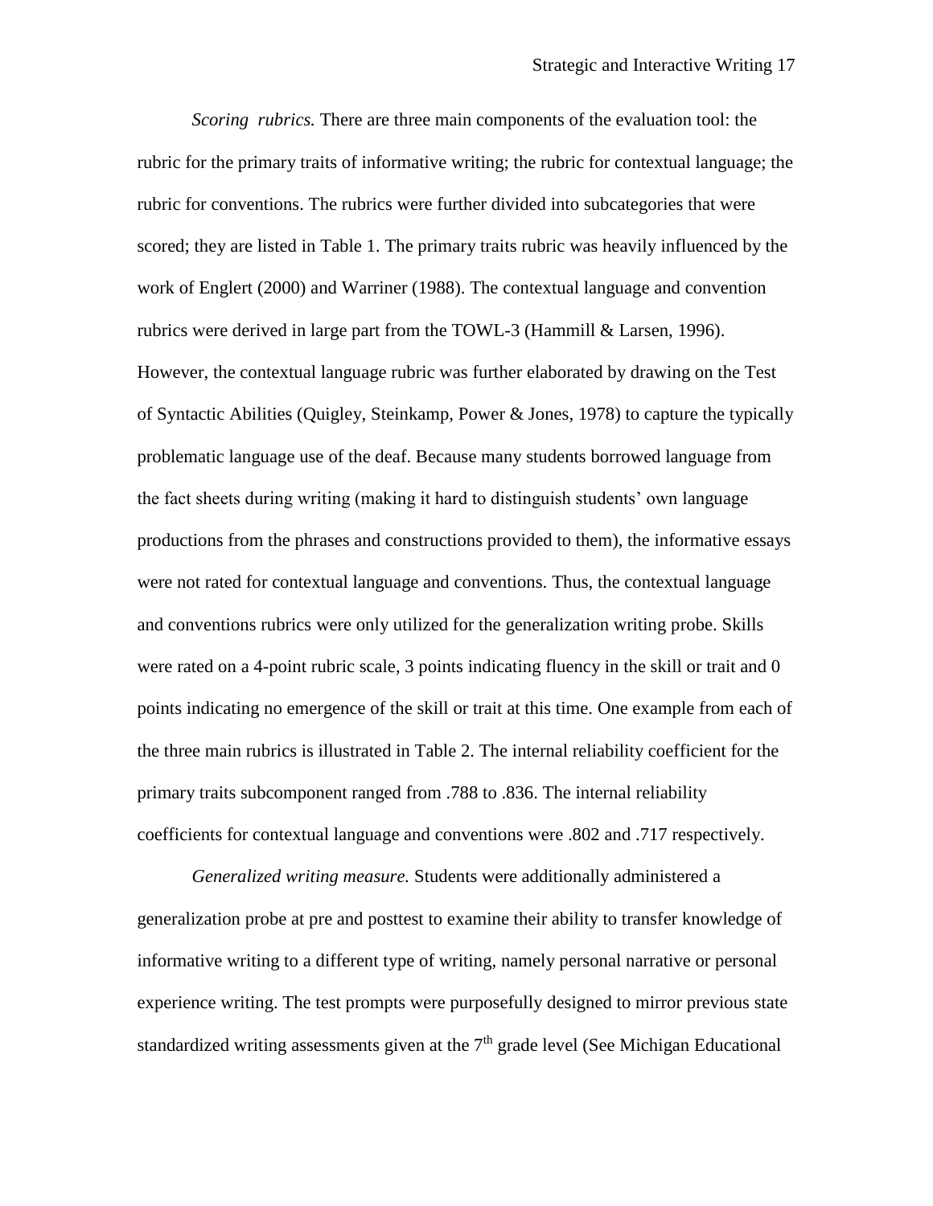*Scoring rubrics.* There are three main components of the evaluation tool: the rubric for the primary traits of informative writing; the rubric for contextual language; the rubric for conventions. The rubrics were further divided into subcategories that were scored; they are listed in Table 1. The primary traits rubric was heavily influenced by the work of Englert (2000) and Warriner (1988). The contextual language and convention rubrics were derived in large part from the TOWL-3 (Hammill & Larsen, 1996). However, the contextual language rubric was further elaborated by drawing on the Test of Syntactic Abilities (Quigley, Steinkamp, Power & Jones, 1978) to capture the typically problematic language use of the deaf. Because many students borrowed language from the fact sheets during writing (making it hard to distinguish students' own language productions from the phrases and constructions provided to them), the informative essays were not rated for contextual language and conventions. Thus, the contextual language and conventions rubrics were only utilized for the generalization writing probe. Skills were rated on a 4-point rubric scale, 3 points indicating fluency in the skill or trait and 0 points indicating no emergence of the skill or trait at this time. One example from each of the three main rubrics is illustrated in Table 2. The internal reliability coefficient for the primary traits subcomponent ranged from .788 to .836. The internal reliability coefficients for contextual language and conventions were .802 and .717 respectively.

*Generalized writing measure.* Students were additionally administered a generalization probe at pre and posttest to examine their ability to transfer knowledge of informative writing to a different type of writing, namely personal narrative or personal experience writing. The test prompts were purposefully designed to mirror previous state standardized writing assessments given at the 7th grade level (See Michigan Educational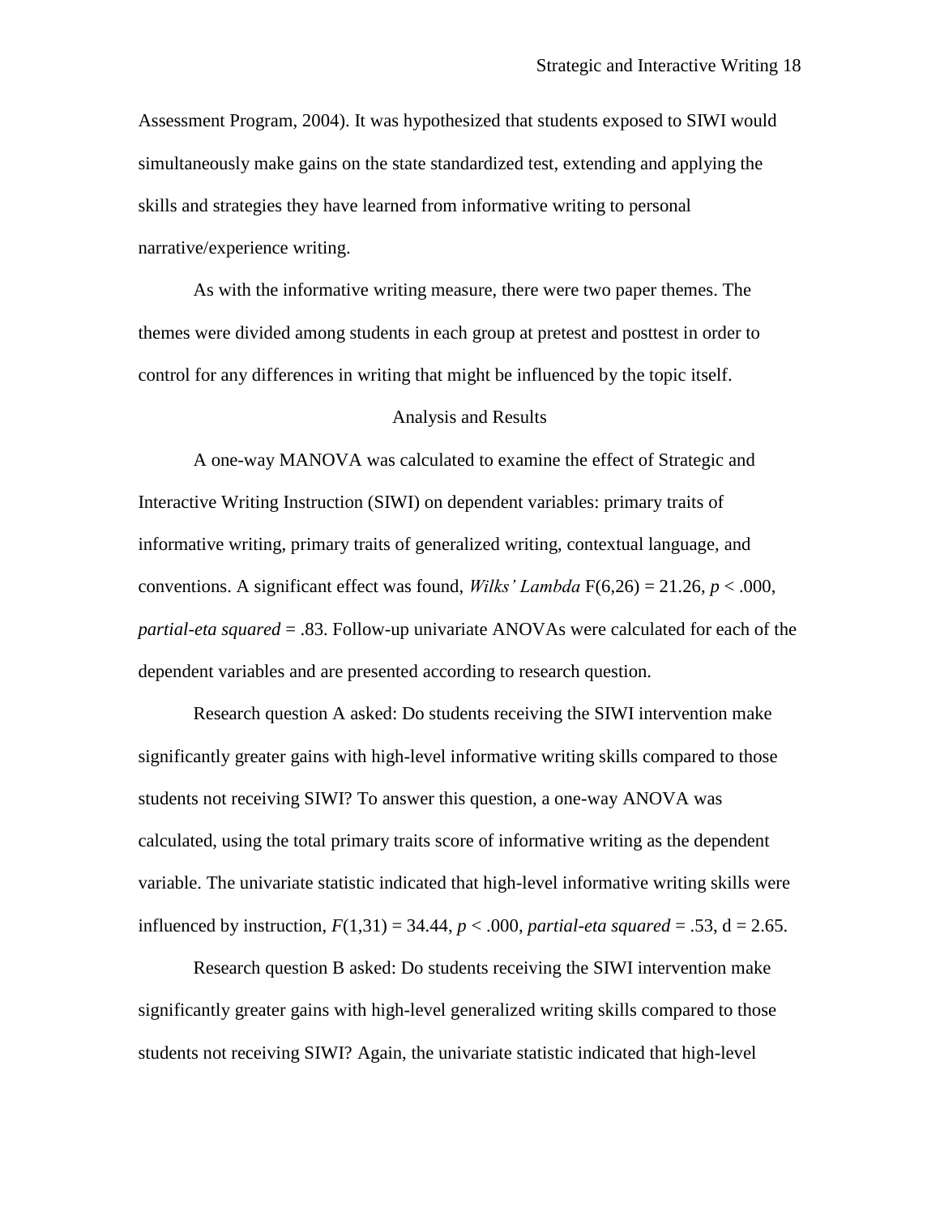Assessment Program, 2004). It was hypothesized that students exposed to SIWI would simultaneously make gains on the state standardized test, extending and applying the skills and strategies they have learned from informative writing to personal narrative/experience writing.

As with the informative writing measure, there were two paper themes. The themes were divided among students in each group at pretest and posttest in order to control for any differences in writing that might be influenced by the topic itself.

## Analysis and Results

A one-way MANOVA was calculated to examine the effect of Strategic and Interactive Writing Instruction (SIWI) on dependent variables: primary traits of informative writing, primary traits of generalized writing, contextual language, and conventions. A significant effect was found, *Wilks' Lambda* $F(6,26) = 21.26$, $p < .000$, *partial-eta squared* = .83. Follow-up univariate ANOVAs were calculated for each of the dependent variables and are presented according to research question.

Research question A asked: Do students receiving the SIWI intervention make significantly greater gains with high-level informative writing skills compared to those students not receiving SIWI? To answer this question, a one-way ANOVA was calculated, using the total primary traits score of informative writing as the dependent variable. The univariate statistic indicated that high-level informative writing skills were influenced by instruction, $F(1,31) = 34.44$, $p < .000$, *partial-eta squared* = .53, $d = 2.65$.

Research question B asked: Do students receiving the SIWI intervention make significantly greater gains with high-level generalized writing skills compared to those students not receiving SIWI? Again, the univariate statistic indicated that high-level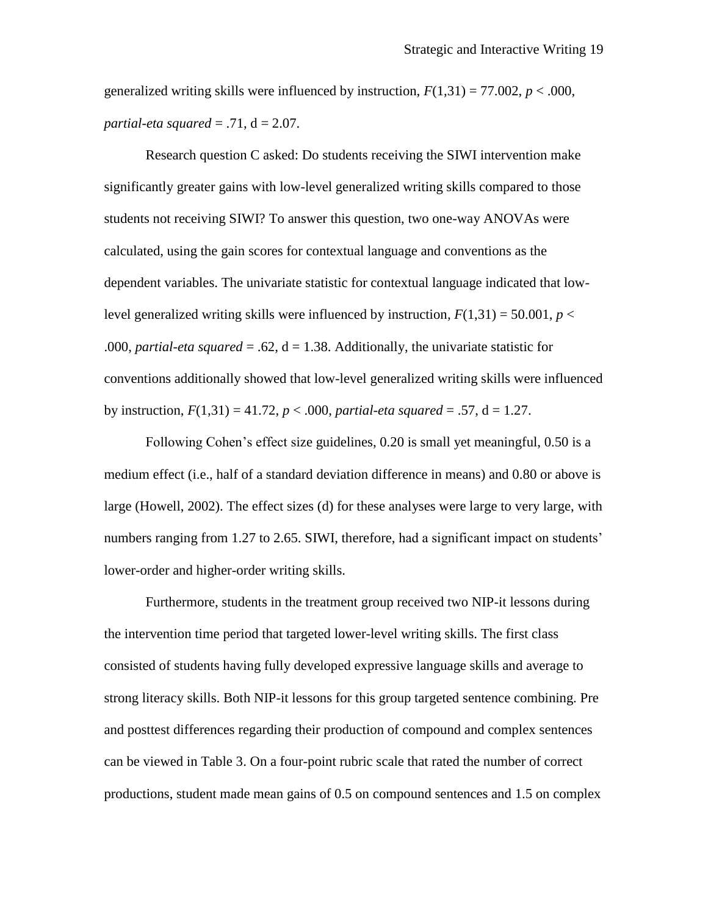generalized writing skills were influenced by instruction, $F(1,31) = 77.002$, $p < .000$, *partial-eta squared* = .71, d = 2.07.

Research question C asked: Do students receiving the SIWI intervention make significantly greater gains with low-level generalized writing skills compared to those students not receiving SIWI? To answer this question, two one-way ANOVAs were calculated, using the gain scores for contextual language and conventions as the dependent variables. The univariate statistic for contextual language indicated that low-level generalized writing skills were influenced by instruction, $F(1,31) = 50.001$, $p < .000$, *partial-eta squared* = .62, d = 1.38. Additionally, the univariate statistic for conventions additionally showed that low-level generalized writing skills were influenced by instruction, $F(1,31) = 41.72$, $p < .000$, *partial-eta squared* = .57, d = 1.27.

Following Cohen's effect size guidelines, 0.20 is small yet meaningful, 0.50 is a medium effect (i.e., half of a standard deviation difference in means) and 0.80 or above is large (Howell, 2002). The effect sizes (d) for these analyses were large to very large, with numbers ranging from 1.27 to 2.65. SIWI, therefore, had a significant impact on students' lower-order and higher-order writing skills.

Furthermore, students in the treatment group received two NIP-it lessons during the intervention time period that targeted lower-level writing skills. The first class consisted of students having fully developed expressive language skills and average to strong literacy skills. Both NIP-it lessons for this group targeted sentence combining. Pre and posttest differences regarding their production of compound and complex sentences can be viewed in Table 3. On a four-point rubric scale that rated the number of correct productions, student made mean gains of 0.5 on compound sentences and 1.5 on complex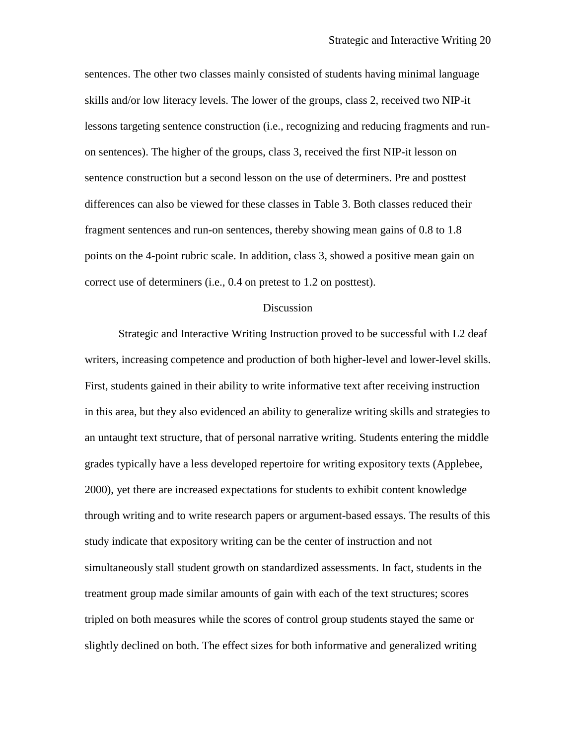sentences. The other two classes mainly consisted of students having minimal language skills and/or low literacy levels. The lower of the groups, class 2, received two NIP-it lessons targeting sentence construction (i.e., recognizing and reducing fragments and run-on sentences). The higher of the groups, class 3, received the first NIP-it lesson on sentence construction but a second lesson on the use of determiners. Pre and posttest differences can also be viewed for these classes in Table 3. Both classes reduced their fragment sentences and run-on sentences, thereby showing mean gains of 0.8 to 1.8 points on the 4-point rubric scale. In addition, class 3, showed a positive mean gain on correct use of determiners (i.e., 0.4 on pretest to 1.2 on posttest).

## Discussion

Strategic and Interactive Writing Instruction proved to be successful with L2 deaf writers, increasing competence and production of both higher-level and lower-level skills. First, students gained in their ability to write informative text after receiving instruction in this area, but they also evidenced an ability to generalize writing skills and strategies to an untaught text structure, that of personal narrative writing. Students entering the middle grades typically have a less developed repertoire for writing expository texts (Applebee, 2000), yet there are increased expectations for students to exhibit content knowledge through writing and to write research papers or argument-based essays. The results of this study indicate that expository writing can be the center of instruction and not simultaneously stall student growth on standardized assessments. In fact, students in the treatment group made similar amounts of gain with each of the text structures; scores tripled on both measures while the scores of control group students stayed the same or slightly declined on both. The effect sizes for both informative and generalized writing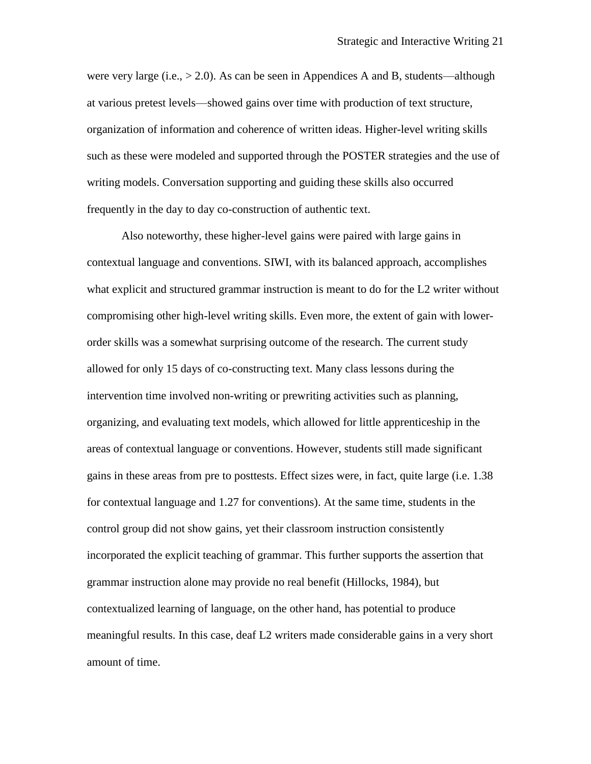were very large (i.e., > 2.0). As can be seen in Appendices A and B, students—although at various pretest levels—showed gains over time with production of text structure, organization of information and coherence of written ideas. Higher-level writing skills such as these were modeled and supported through the POSTER strategies and the use of writing models. Conversation supporting and guiding these skills also occurred frequently in the day to day co-construction of authentic text.

Also noteworthy, these higher-level gains were paired with large gains in contextual language and conventions. SIWI, with its balanced approach, accomplishes what explicit and structured grammar instruction is meant to do for the L2 writer without compromising other high-level writing skills. Even more, the extent of gain with lower-order skills was a somewhat surprising outcome of the research. The current study allowed for only 15 days of co-constructing text. Many class lessons during the intervention time involved non-writing or prewriting activities such as planning, organizing, and evaluating text models, which allowed for little apprenticeship in the areas of contextual language or conventions. However, students still made significant gains in these areas from pre to posttests. Effect sizes were, in fact, quite large (i.e. 1.38 for contextual language and 1.27 for conventions). At the same time, students in the control group did not show gains, yet their classroom instruction consistently incorporated the explicit teaching of grammar. This further supports the assertion that grammar instruction alone may provide no real benefit (Hillocks, 1984), but contextualized learning of language, on the other hand, has potential to produce meaningful results. In this case, deaf L2 writers made considerable gains in a very short amount of time.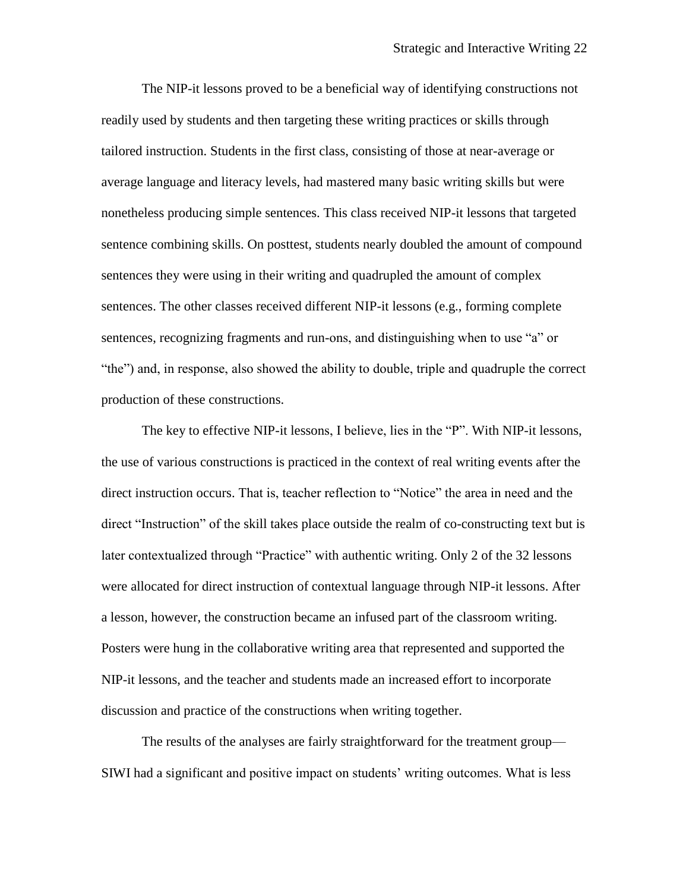The NIP-it lessons proved to be a beneficial way of identifying constructions not readily used by students and then targeting these writing practices or skills through tailored instruction. Students in the first class, consisting of those at near-average or average language and literacy levels, had mastered many basic writing skills but were nonetheless producing simple sentences. This class received NIP-it lessons that targeted sentence combining skills. On posttest, students nearly doubled the amount of compound sentences they were using in their writing and quadrupled the amount of complex sentences. The other classes received different NIP-it lessons (e.g., forming complete sentences, recognizing fragments and run-ons, and distinguishing when to use "a" or "the") and, in response, also showed the ability to double, triple and quadruple the correct production of these constructions.

The key to effective NIP-it lessons, I believe, lies in the "P". With NIP-it lessons, the use of various constructions is practiced in the context of real writing events after the direct instruction occurs. That is, teacher reflection to "Notice" the area in need and the direct "Instruction" of the skill takes place outside the realm of co-constructing text but is later contextualized through "Practice" with authentic writing. Only 2 of the 32 lessons were allocated for direct instruction of contextual language through NIP-it lessons. After a lesson, however, the construction became an infused part of the classroom writing. Posters were hung in the collaborative writing area that represented and supported the NIP-it lessons, and the teacher and students made an increased effort to incorporate discussion and practice of the constructions when writing together.

The results of the analyses are fairly straightforward for the treatment group—SIWI had a significant and positive impact on students' writing outcomes. What is less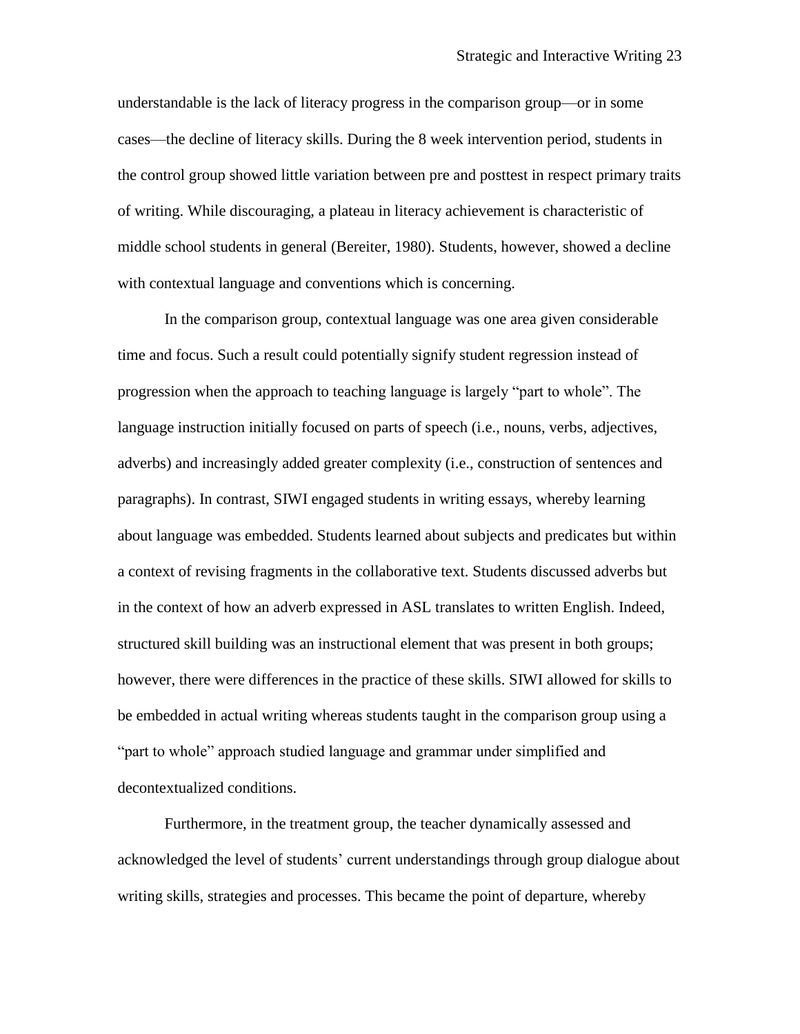understandable is the lack of literacy progress in the comparison group—or in some cases—the decline of literacy skills. During the 8 week intervention period, students in the control group showed little variation between pre and posttest in respect primary traits of writing. While discouraging, a plateau in literacy achievement is characteristic of middle school students in general (Bereiter, 1980). Students, however, showed a decline with contextual language and conventions which is concerning.

In the comparison group, contextual language was one area given considerable time and focus. Such a result could potentially signify student regression instead of progression when the approach to teaching language is largely "part to whole". The language instruction initially focused on parts of speech (i.e., nouns, verbs, adjectives, adverbs) and increasingly added greater complexity (i.e., construction of sentences and paragraphs). In contrast, SIWI engaged students in writing essays, whereby learning about language was embedded. Students learned about subjects and predicates but within a context of revising fragments in the collaborative text. Students discussed adverbs but in the context of how an adverb expressed in ASL translates to written English. Indeed, structured skill building was an instructional element that was present in both groups; however, there were differences in the practice of these skills. SIWI allowed for skills to be embedded in actual writing whereas students taught in the comparison group using a "part to whole" approach studied language and grammar under simplified and decontextualized conditions.

Furthermore, in the treatment group, the teacher dynamically assessed and acknowledged the level of students' current understandings through group dialogue about writing skills, strategies and processes. This became the point of departure, whereby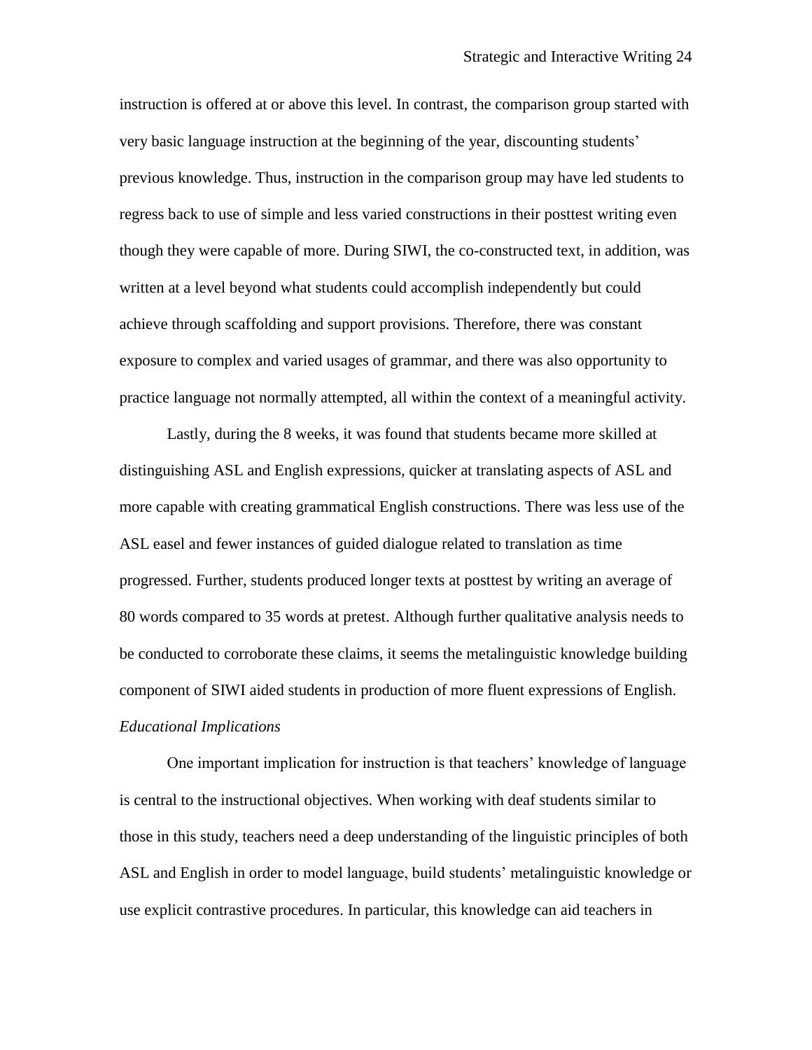instruction is offered at or above this level. In contrast, the comparison group started with very basic language instruction at the beginning of the year, discounting students' previous knowledge. Thus, instruction in the comparison group may have led students to regress back to use of simple and less varied constructions in their posttest writing even though they were capable of more. During SIWI, the co-constructed text, in addition, was written at a level beyond what students could accomplish independently but could achieve through scaffolding and support provisions. Therefore, there was constant exposure to complex and varied usages of grammar, and there was also opportunity to practice language not normally attempted, all within the context of a meaningful activity.

Lastly, during the 8 weeks, it was found that students became more skilled at distinguishing ASL and English expressions, quicker at translating aspects of ASL and more capable with creating grammatical English constructions. There was less use of the ASL easel and fewer instances of guided dialogue related to translation as time progressed. Further, students produced longer texts at posttest by writing an average of 80 words compared to 35 words at pretest. Although further qualitative analysis needs to be conducted to corroborate these claims, it seems the metalinguistic knowledge building component of SIWI aided students in production of more fluent expressions of English.

*Educational Implications*

One important implication for instruction is that teachers' knowledge of language is central to the instructional objectives. When working with deaf students similar to those in this study, teachers need a deep understanding of the linguistic principles of both ASL and English in order to model language, build students' metalinguistic knowledge or use explicit contrastive procedures. In particular, this knowledge can aid teachers in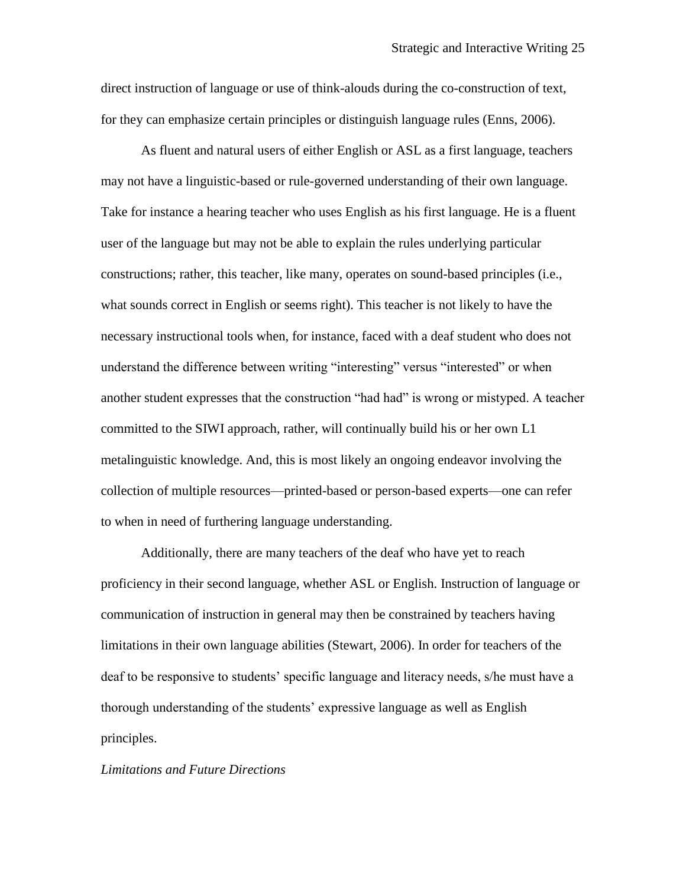direct instruction of language or use of think-alouds during the co-construction of text, for they can emphasize certain principles or distinguish language rules (Enns, 2006).

As fluent and natural users of either English or ASL as a first language, teachers may not have a linguistic-based or rule-governed understanding of their own language. Take for instance a hearing teacher who uses English as his first language. He is a fluent user of the language but may not be able to explain the rules underlying particular constructions; rather, this teacher, like many, operates on sound-based principles (i.e., what sounds correct in English or seems right). This teacher is not likely to have the necessary instructional tools when, for instance, faced with a deaf student who does not understand the difference between writing "interesting" versus "interested" or when another student expresses that the construction "had had" is wrong or mistyped. A teacher committed to the SIWI approach, rather, will continually build his or her own L1 metalinguistic knowledge. And, this is most likely an ongoing endeavor involving the collection of multiple resources—printed-based or person-based experts—one can refer to when in need of furthering language understanding.

Additionally, there are many teachers of the deaf who have yet to reach proficiency in their second language, whether ASL or English. Instruction of language or communication of instruction in general may then be constrained by teachers having limitations in their own language abilities (Stewart, 2006). In order for teachers of the deaf to be responsive to students' specific language and literacy needs, s/he must have a thorough understanding of the students' expressive language as well as English principles.

*Limitations and Future Directions*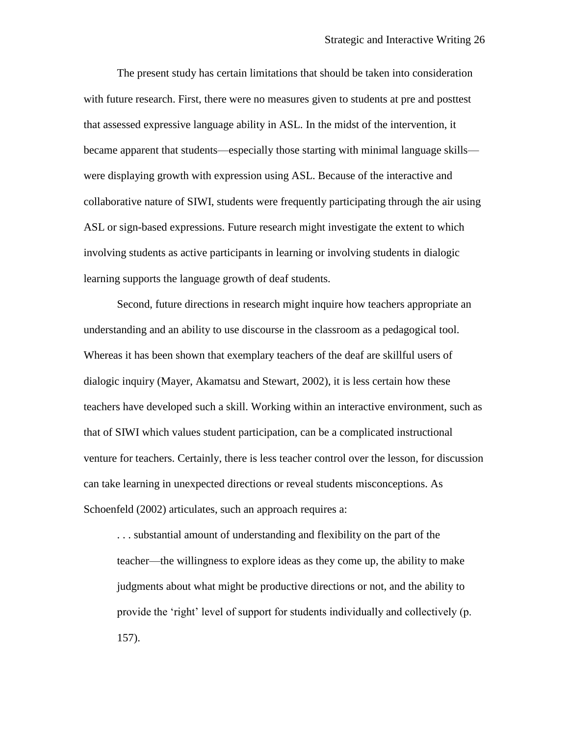The present study has certain limitations that should be taken into consideration with future research. First, there were no measures given to students at pre and posttest that assessed expressive language ability in ASL. In the midst of the intervention, it became apparent that students—especially those starting with minimal language skills—were displaying growth with expression using ASL. Because of the interactive and collaborative nature of SIWI, students were frequently participating through the air using ASL or sign-based expressions. Future research might investigate the extent to which involving students as active participants in learning or involving students in dialogic learning supports the language growth of deaf students.

Second, future directions in research might inquire how teachers appropriate an understanding and an ability to use discourse in the classroom as a pedagogical tool. Whereas it has been shown that exemplary teachers of the deaf are skillful users of dialogic inquiry (Mayer, Akamatsu and Stewart, 2002), it is less certain how these teachers have developed such a skill. Working within an interactive environment, such as that of SIWI which values student participation, can be a complicated instructional venture for teachers. Certainly, there is less teacher control over the lesson, for discussion can take learning in unexpected directions or reveal students misconceptions. As Schoenfeld (2002) articulates, such an approach requires a:

> . . . substantial amount of understanding and flexibility on the part of the teacher—the willingness to explore ideas as they come up, the ability to make judgments about what might be productive directions or not, and the ability to provide the 'right' level of support for students individually and collectively (p. 157).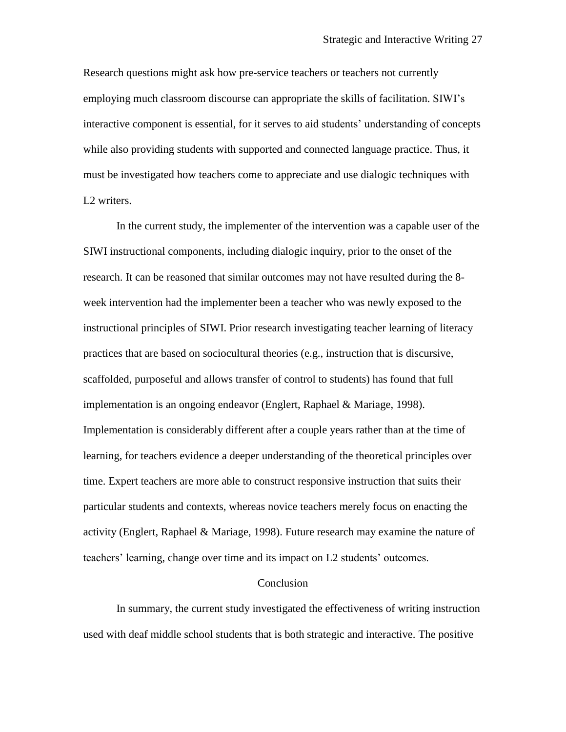Research questions might ask how pre-service teachers or teachers not currently employing much classroom discourse can appropriate the skills of facilitation. SIWI's interactive component is essential, for it serves to aid students' understanding of concepts while also providing students with supported and connected language practice. Thus, it must be investigated how teachers come to appreciate and use dialogic techniques with L2 writers.

In the current study, the implementer of the intervention was a capable user of the SIWI instructional components, including dialogic inquiry, prior to the onset of the research. It can be reasoned that similar outcomes may not have resulted during the 8-week intervention had the implementer been a teacher who was newly exposed to the instructional principles of SIWI. Prior research investigating teacher learning of literacy practices that are based on sociocultural theories (e.g., instruction that is discursive, scaffolded, purposeful and allows transfer of control to students) has found that full implementation is an ongoing endeavor (Englert, Raphael & Mariage, 1998). Implementation is considerably different after a couple years rather than at the time of learning, for teachers evidence a deeper understanding of the theoretical principles over time. Expert teachers are more able to construct responsive instruction that suits their particular students and contexts, whereas novice teachers merely focus on enacting the activity (Englert, Raphael & Mariage, 1998). Future research may examine the nature of teachers' learning, change over time and its impact on L2 students' outcomes.

## Conclusion

In summary, the current study investigated the effectiveness of writing instruction used with deaf middle school students that is both strategic and interactive. The positive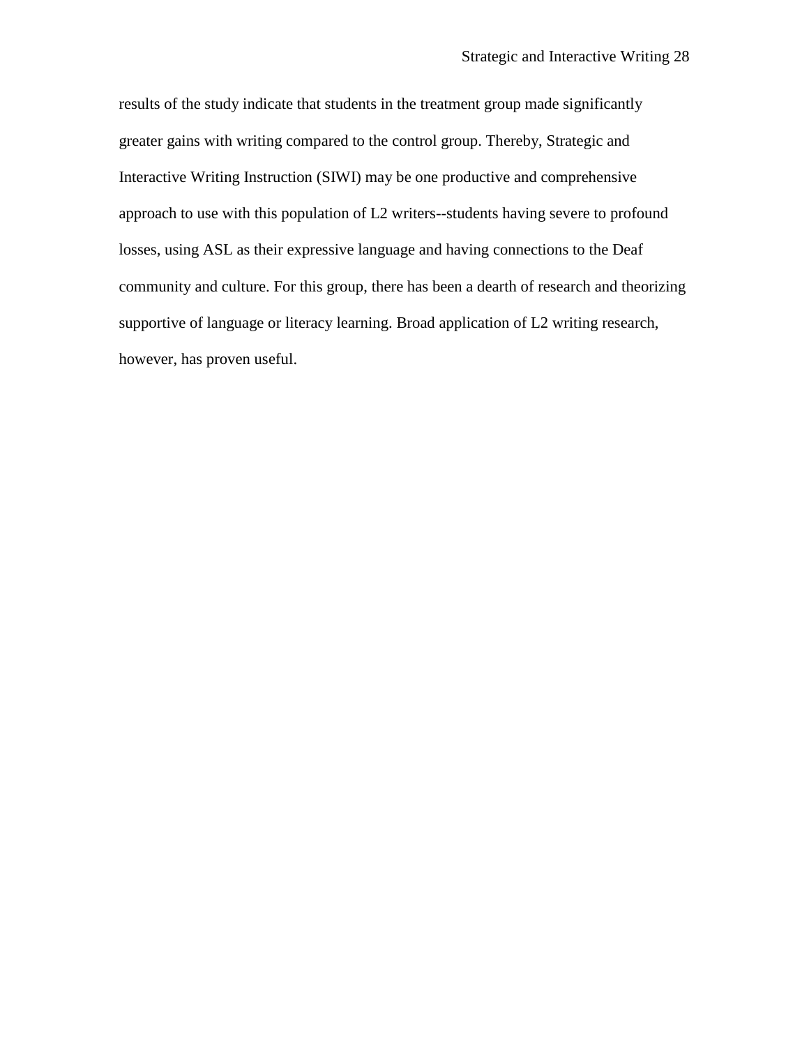results of the study indicate that students in the treatment group made significantly greater gains with writing compared to the control group. Thereby, Strategic and Interactive Writing Instruction (SIWI) may be one productive and comprehensive approach to use with this population of L2 writers--students having severe to profound losses, using ASL as their expressive language and having connections to the Deaf community and culture. For this group, there has been a dearth of research and theorizing supportive of language or literacy learning. Broad application of L2 writing research, however, has proven useful.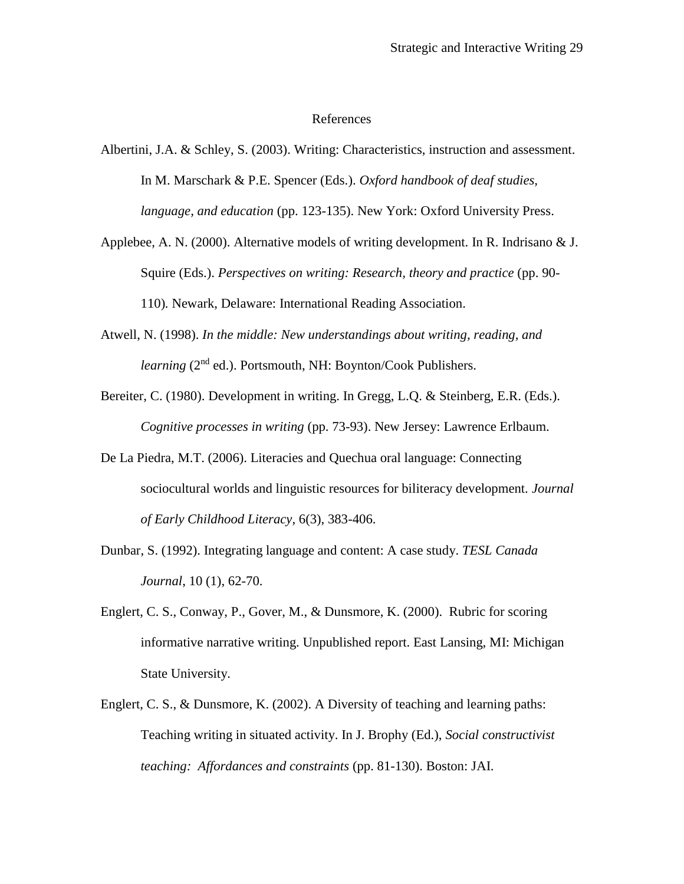# References

Albertini, J.A. & Schley, S. (2003). Writing: Characteristics, instruction and assessment. In M. Marschark & P.E. Spencer (Eds.). *Oxford handbook of deaf studies, language, and education* (pp. 123-135). New York: Oxford University Press.

Applebee, A. N. (2000). Alternative models of writing development. In R. Indrisano & J. Squire (Eds.). *Perspectives on writing: Research, theory and practice* (pp. 90-110). Newark, Delaware: International Reading Association.

Atwell, N. (1998). *In the middle: New understandings about writing, reading, and learning* (2nd ed.). Portsmouth, NH: Boynton/Cook Publishers.

Bereiter, C. (1980). Development in writing. In Gregg, L.Q. & Steinberg, E.R. (Eds.). *Cognitive processes in writing* (pp. 73-93). New Jersey: Lawrence Erlbaum.

De La Piedra, M.T. (2006). Literacies and Quechua oral language: Connecting sociocultural worlds and linguistic resources for biliteracy development. *Journal of Early Childhood Literacy*, 6(3), 383-406.

Dunbar, S. (1992). Integrating language and content: A case study. *TESL Canada Journal*, 10 (1), 62-70.

Englert, C. S., Conway, P., Gover, M., & Dunsmore, K. (2000). Rubric for scoring informative narrative writing. Unpublished report. East Lansing, MI: Michigan State University.

Englert, C. S., & Dunsmore, K. (2002). A Diversity of teaching and learning paths: Teaching writing in situated activity. In J. Brophy (Ed.), *Social constructivist teaching: Affordances and constraints* (pp. 81-130). Boston: JAI.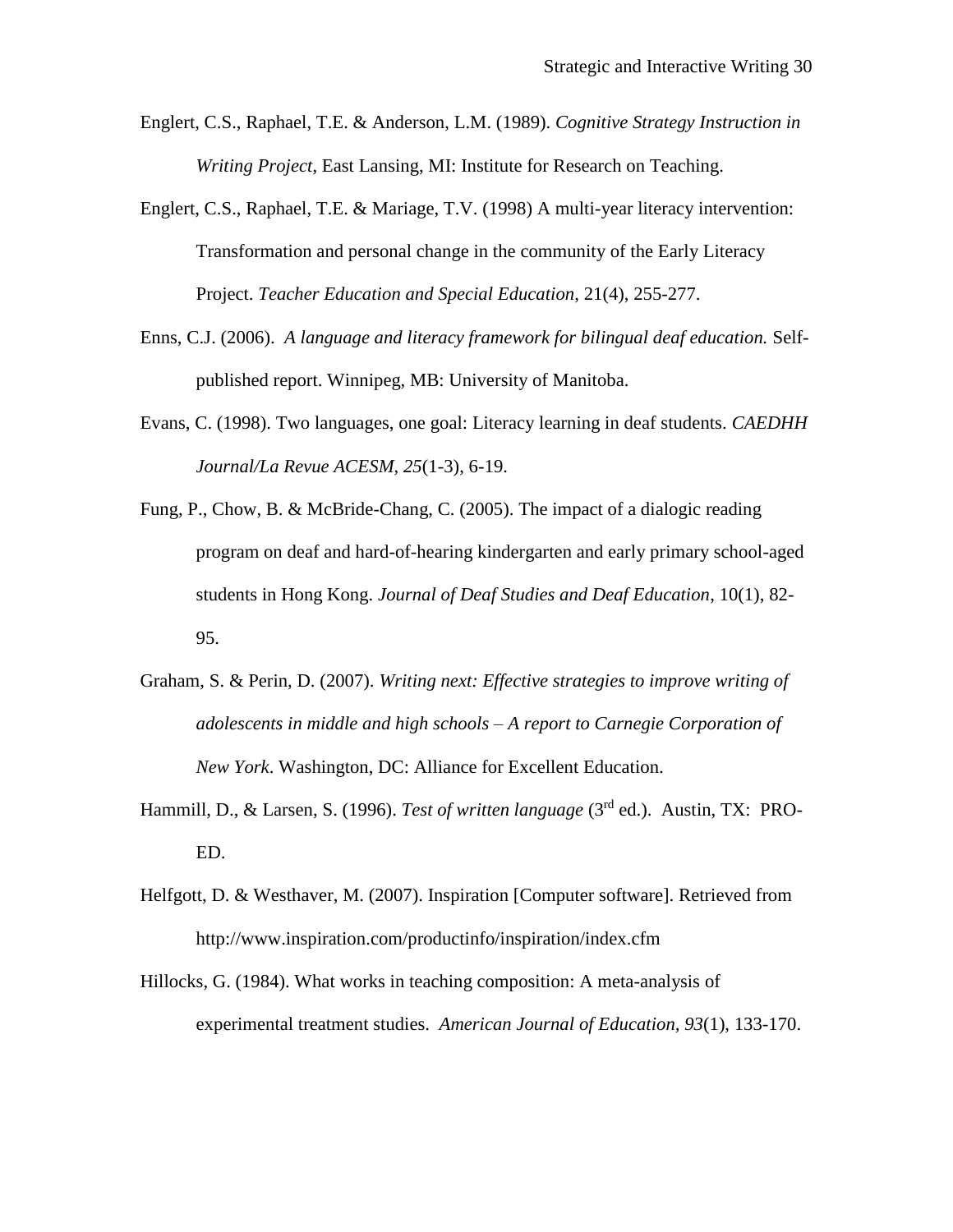Englert, C.S., Raphael, T.E. & Anderson, L.M. (1989). *Cognitive Strategy Instruction in Writing Project*, East Lansing, MI: Institute for Research on Teaching.

Englert, C.S., Raphael, T.E. & Mariage, T.V. (1998) A multi-year literacy intervention: Transformation and personal change in the community of the Early Literacy Project. *Teacher Education and Special Education*, 21(4), 255-277.

Enns, C.J. (2006). *A language and literacy framework for bilingual deaf education.* Self-published report. Winnipeg, MB: University of Manitoba.

Evans, C. (1998). Two languages, one goal: Literacy learning in deaf students. *CAEDHH Journal/La Revue ACESM, 25*(1-3), 6-19.

Fung, P., Chow, B. & McBride-Chang, C. (2005). The impact of a dialogic reading program on deaf and hard-of-hearing kindergarten and early primary school-aged students in Hong Kong. *Journal of Deaf Studies and Deaf Education*, 10(1), 82-95.

Graham, S. & Perin, D. (2007). *Writing next: Effective strategies to improve writing of adolescents in middle and high schools – A report to Carnegie Corporation of New York*. Washington, DC: Alliance for Excellent Education.

Hammill, D., & Larsen, S. (1996). *Test of written language* (3rd ed.). Austin, TX: PRO-ED.

Helfgott, D. & Westhaver, M. (2007). Inspiration [Computer software]. Retrieved from http://www.inspiration.com/productinfo/inspiration/index.cfm

Hillocks, G. (1984). What works in teaching composition: A meta-analysis of experimental treatment studies. *American Journal of Education, 93*(1), 133-170.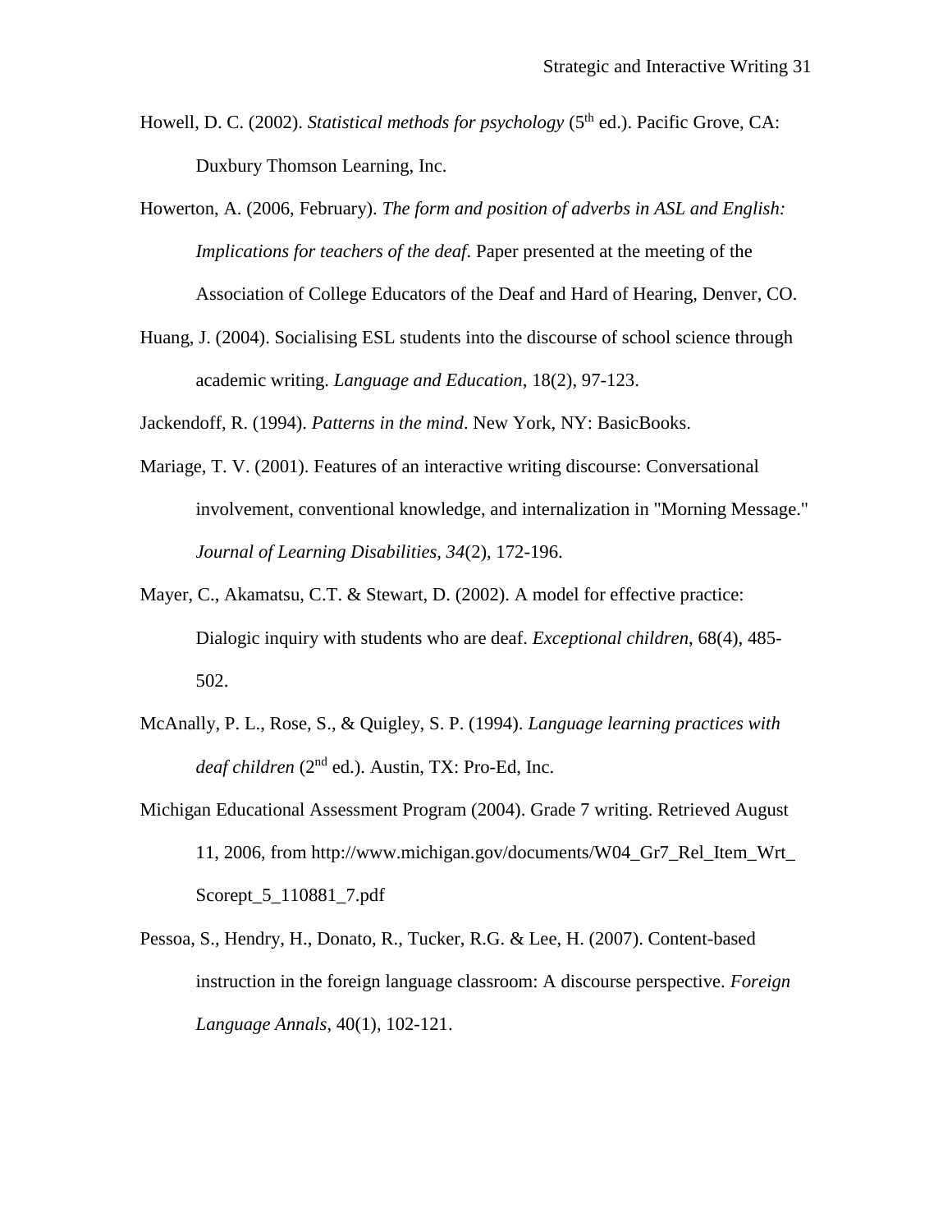Howell, D. C. (2002). *Statistical methods for psychology* (5th ed.). Pacific Grove, CA: Duxbury Thomson Learning, Inc.

Howerton, A. (2006, February). *The form and position of adverbs in ASL and English: Implications for teachers of the deaf*. Paper presented at the meeting of the Association of College Educators of the Deaf and Hard of Hearing, Denver, CO.

Huang, J. (2004). Socialising ESL students into the discourse of school science through academic writing. *Language and Education*, 18(2), 97-123.

Jackendoff, R. (1994). *Patterns in the mind*. New York, NY: BasicBooks.

Mariage, T. V. (2001). Features of an interactive writing discourse: Conversational involvement, conventional knowledge, and internalization in "Morning Message." *Journal of Learning Disabilities, 34*(2), 172-196.

Mayer, C., Akamatsu, C.T. & Stewart, D. (2002). A model for effective practice: Dialogic inquiry with students who are deaf. *Exceptional children*, 68(4), 485-502.

McAnally, P. L., Rose, S., & Quigley, S. P. (1994). *Language learning practices with deaf children* (2nd ed.). Austin, TX: Pro-Ed, Inc.

Michigan Educational Assessment Program (2004). Grade 7 writing. Retrieved August 11, 2006, from http://www.michigan.gov/documents/W04_Gr7_Rel_Item_Wrt_Scorept_5_110881_7.pdf

Pessoa, S., Hendry, H., Donato, R., Tucker, R.G. & Lee, H. (2007). Content-based instruction in the foreign language classroom: A discourse perspective. *Foreign Language Annals*, 40(1), 102-121.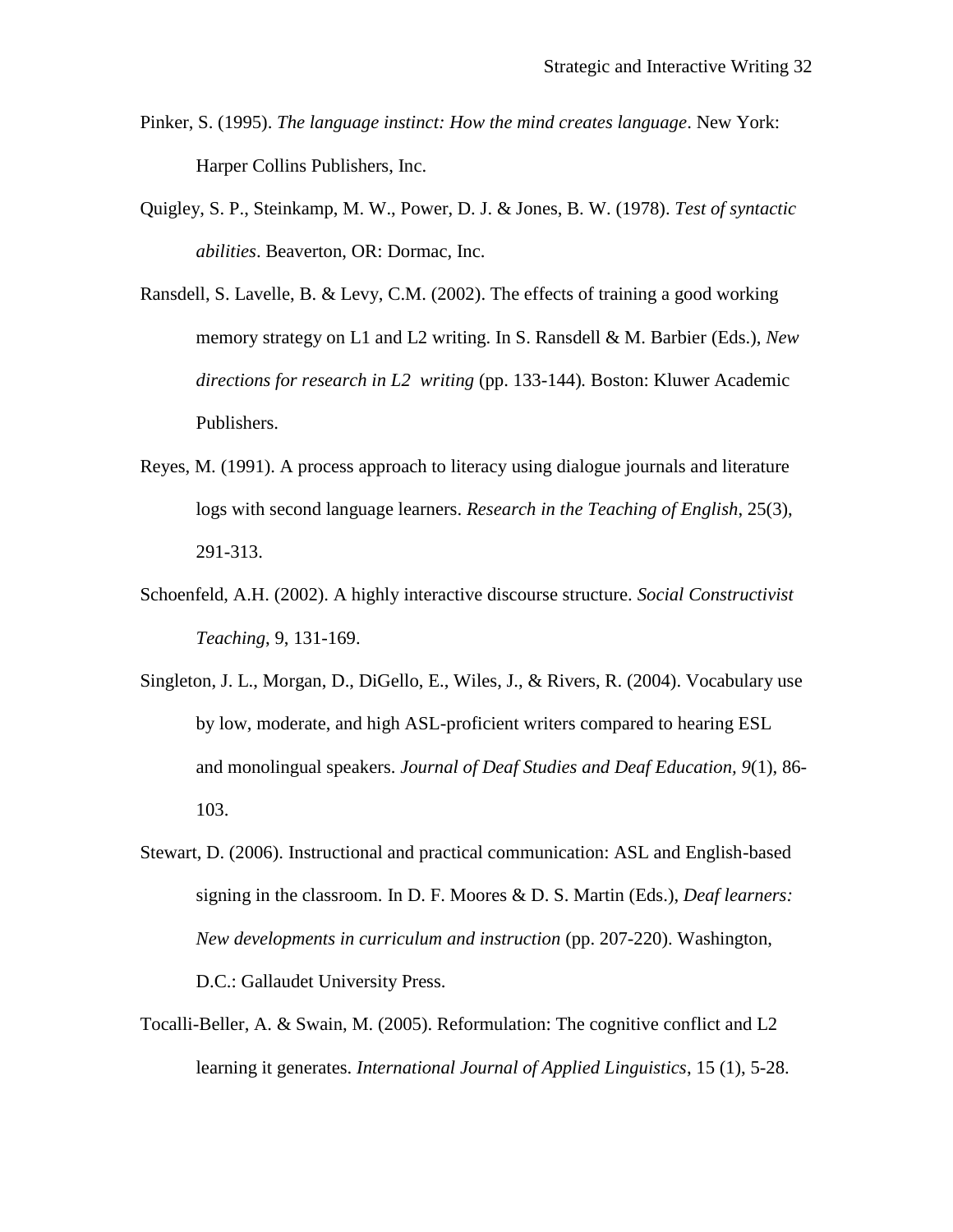Pinker, S. (1995). *The language instinct: How the mind creates language*. New York: Harper Collins Publishers, Inc.

Quigley, S. P., Steinkamp, M. W., Power, D. J. & Jones, B. W. (1978). *Test of syntactic abilities*. Beaverton, OR: Dormac, Inc.

Ransdell, S. Lavelle, B. & Levy, C.M. (2002). The effects of training a good working memory strategy on L1 and L2 writing. In S. Ransdell & M. Barbier (Eds.), *New directions for research in L2 writing* (pp. 133-144). Boston: Kluwer Academic Publishers.

Reyes, M. (1991). A process approach to literacy using dialogue journals and literature logs with second language learners. *Research in the Teaching of English*, 25(3), 291-313.

Schoenfeld, A.H. (2002). A highly interactive discourse structure. *Social Constructivist Teaching*, 9, 131-169.

Singleton, J. L., Morgan, D., DiGello, E., Wiles, J., & Rivers, R. (2004). Vocabulary use by low, moderate, and high ASL-proficient writers compared to hearing ESL and monolingual speakers. *Journal of Deaf Studies and Deaf Education, 9*(1), 86-103.

Stewart, D. (2006). Instructional and practical communication: ASL and English-based signing in the classroom. In D. F. Moores & D. S. Martin (Eds.), *Deaf learners: New developments in curriculum and instruction* (pp. 207-220). Washington, D.C.: Gallaudet University Press.

Tocalli-Beller, A. & Swain, M. (2005). Reformulation: The cognitive conflict and L2 learning it generates. *International Journal of Applied Linguistics*, 15 (1), 5-28.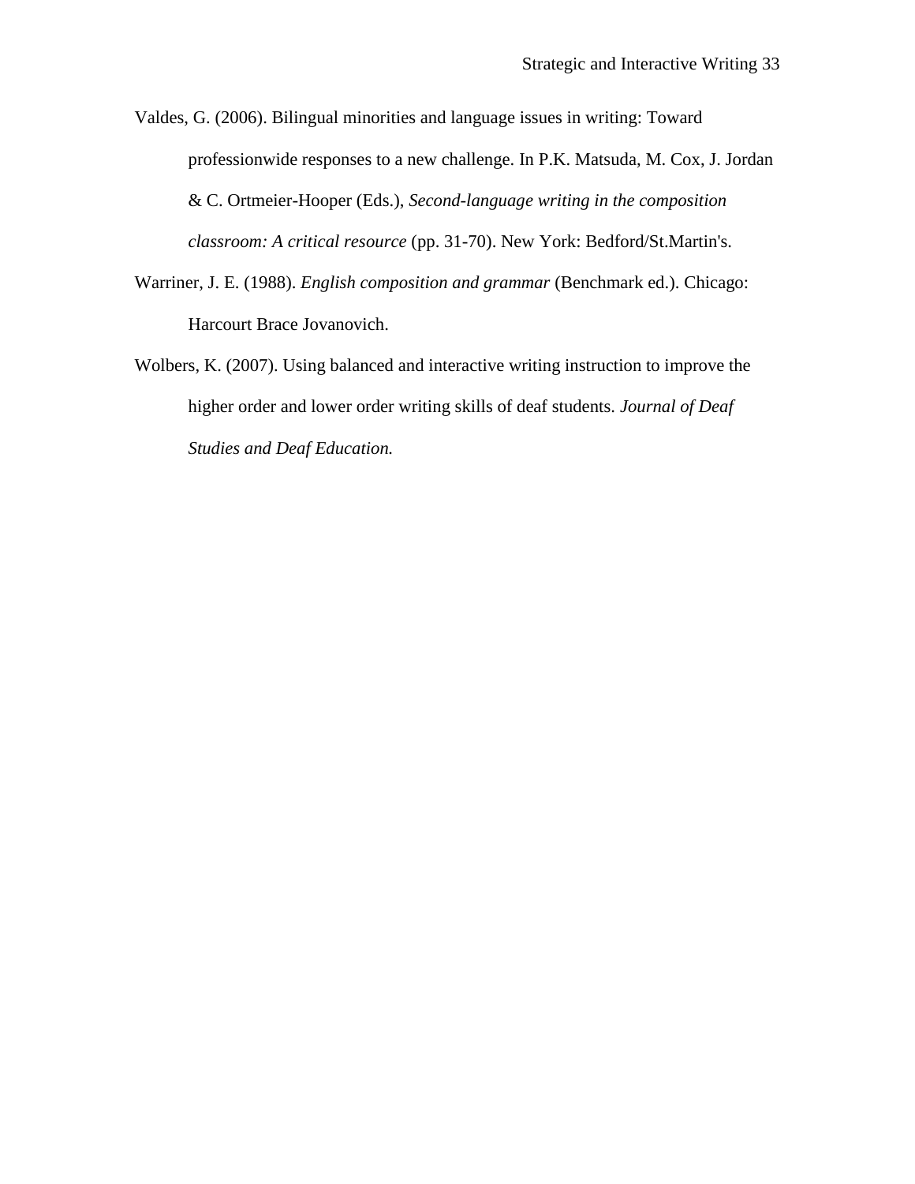Valdes, G. (2006). Bilingual minorities and language issues in writing: Toward professionwide responses to a new challenge. In P.K. Matsuda, M. Cox, J. Jordan & C. Ortmeier-Hooper (Eds.), *Second-language writing in the composition classroom: A critical resource* (pp. 31-70). New York: Bedford/St.Martin's.

Warriner, J. E. (1988). *English composition and grammar* (Benchmark ed.). Chicago: Harcourt Brace Jovanovich.

Wolbers, K. (2007). Using balanced and interactive writing instruction to improve the higher order and lower order writing skills of deaf students. *Journal of Deaf Studies and Deaf Education.*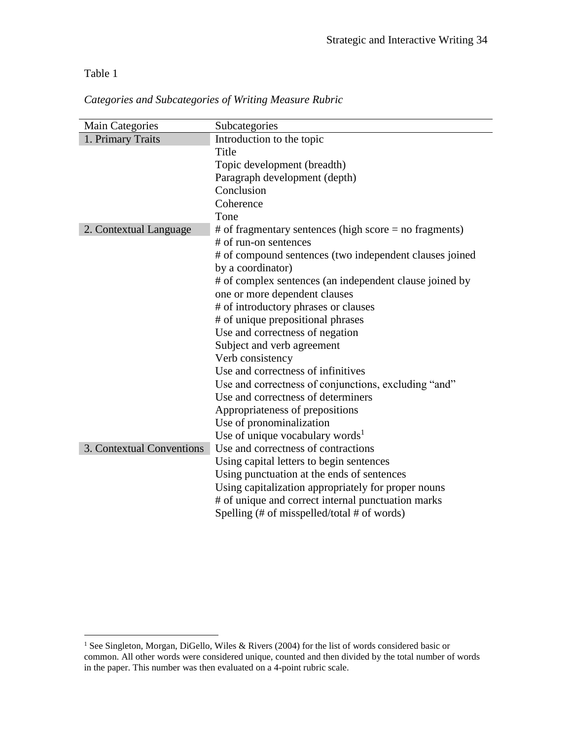Table 1

*Categories and Subcategories of Writing Measure Rubric*

| Main Categories | Subcategories |
|---|---|
| 1. Primary Traits | Introduction to the topic |
| | Title |
| | Topic development (breadth) |
| | Paragraph development (depth) |
| | Conclusion |
| | Coherence |
| | Tone |
| 2. Contextual Language | # of fragmentary sentences (high score = no fragments) |
| | # of run-on sentences |
| | # of compound sentences (two independent clauses joined by a coordinator) |
| | # of complex sentences (an independent clause joined by one or more dependent clauses |
| | # of introductory phrases or clauses |
| | # of unique prepositional phrases |
| | Use and correctness of negation |
| | Subject and verb agreement |
| | Verb consistency |
| | Use and correctness of infinitives |
| | Use and correctness of conjunctions, excluding "and" |
| | Use and correctness of determiners |
| | Appropriateness of prepositions |
| | Use of pronominalization |
| | Use of unique vocabulary words[1] |
| 3. Contextual Conventions | Use and correctness of contractions |
| | Using capital letters to begin sentences |
| | Using punctuation at the ends of sentences |
| | Using capitalization appropriately for proper nouns |
| | # of unique and correct internal punctuation marks |
| | Spelling (# of misspelled/total # of words) |

[1] See Singleton, Morgan, DiGello, Wiles & Rivers (2004) for the list of words considered basic or common. All other words were considered unique, counted and then divided by the total number of words in the paper. This number was then evaluated on a 4-point rubric scale.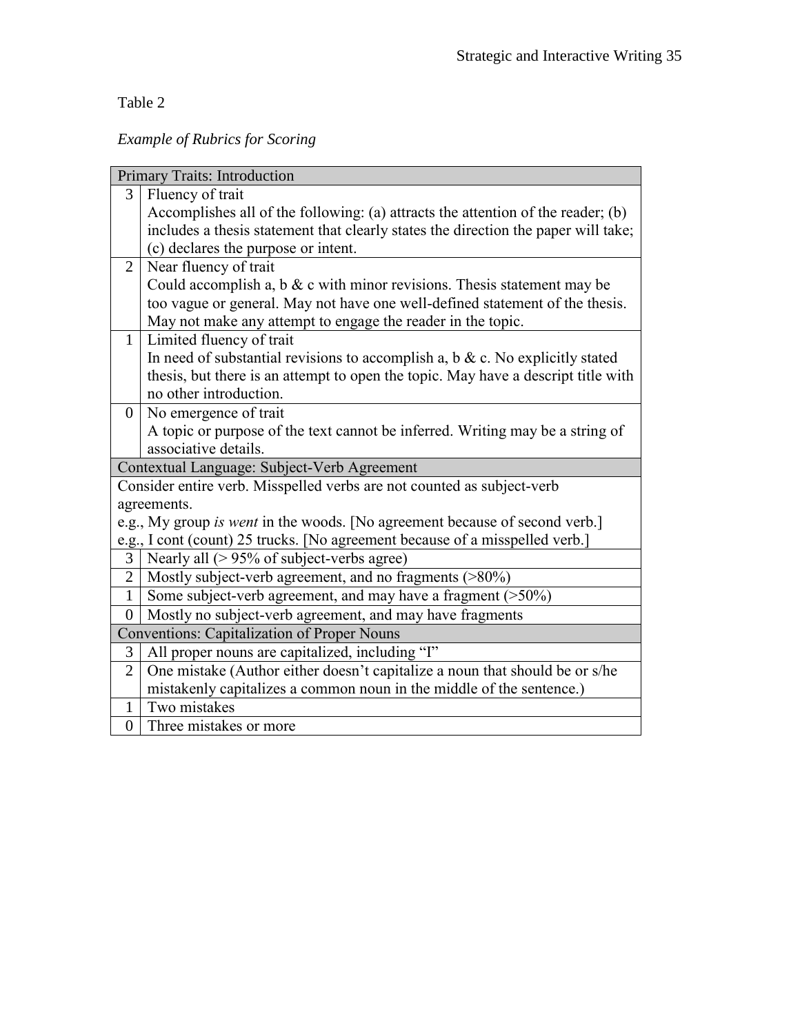Table 2

*Example of Rubrics for Scoring*

| Primary Traits: Introduction | |
|---|---|
| 3 | Fluency of trait<br>Accomplishes all of the following: (a) attracts the attention of the reader; (b) includes a thesis statement that clearly states the direction the paper will take; (c) declares the purpose or intent. |
| 2 | Near fluency of trait<br>Could accomplish a, b & c with minor revisions. Thesis statement may be too vague or general. May not have one well-defined statement of the thesis. May not make any attempt to engage the reader in the topic. |
| 1 | Limited fluency of trait<br>In need of substantial revisions to accomplish a, b & c. No explicitly stated thesis, but there is an attempt to open the topic. May have a descript title with no other introduction. |
| 0 | No emergence of trait<br>A topic or purpose of the text cannot be inferred. Writing may be a string of associative details. |
| **Contextual Language: Subject-Verb Agreement** | |
| Consider entire verb. Misspelled verbs are not counted as subject-verb agreements.<br>e.g., My group *is went* in the woods. [No agreement because of second verb.]<br>e.g., I cont (count) 25 trucks. [No agreement because of a misspelled verb.] | |
| 3 | Nearly all (> 95% of subject-verbs agree) |
| 2 | Mostly subject-verb agreement, and no fragments (>80%) |
| 1 | Some subject-verb agreement, and may have a fragment (>50%) |
| 0 | Mostly no subject-verb agreement, and may have fragments |
| **Conventions: Capitalization of Proper Nouns** | |
| 3 | All proper nouns are capitalized, including "I" |
| 2 | One mistake (Author either doesn't capitalize a noun that should be or s/he mistakenly capitalizes a common noun in the middle of the sentence.) |
| 1 | Two mistakes |
| 0 | Three mistakes or more |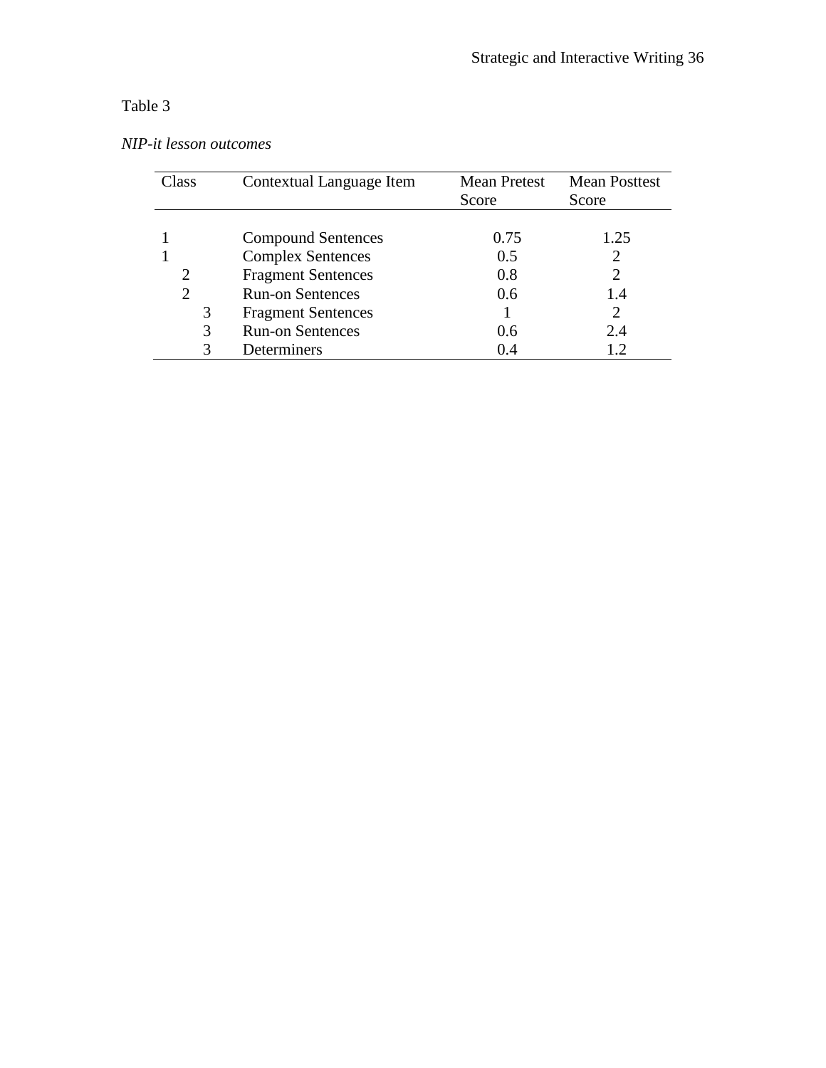Table 3

*NIP-it lesson outcomes*

| Class | Contextual Language Item | Mean Pretest Score | Mean Posttest Score |
|---|---|---|---|
| 1 | Compound Sentences | 0.75 | 1.25 |
| 1 | Complex Sentences | 0.5 | 2 |
| 2 | Fragment Sentences | 0.8 | 2 |
| 2 | Run-on Sentences | 0.6 | 1.4 |
| 3 | Fragment Sentences | 1 | 2 |
| 3 | Run-on Sentences | 0.6 | 2.4 |
| 3 | Determiners | 0.4 | 1.2 |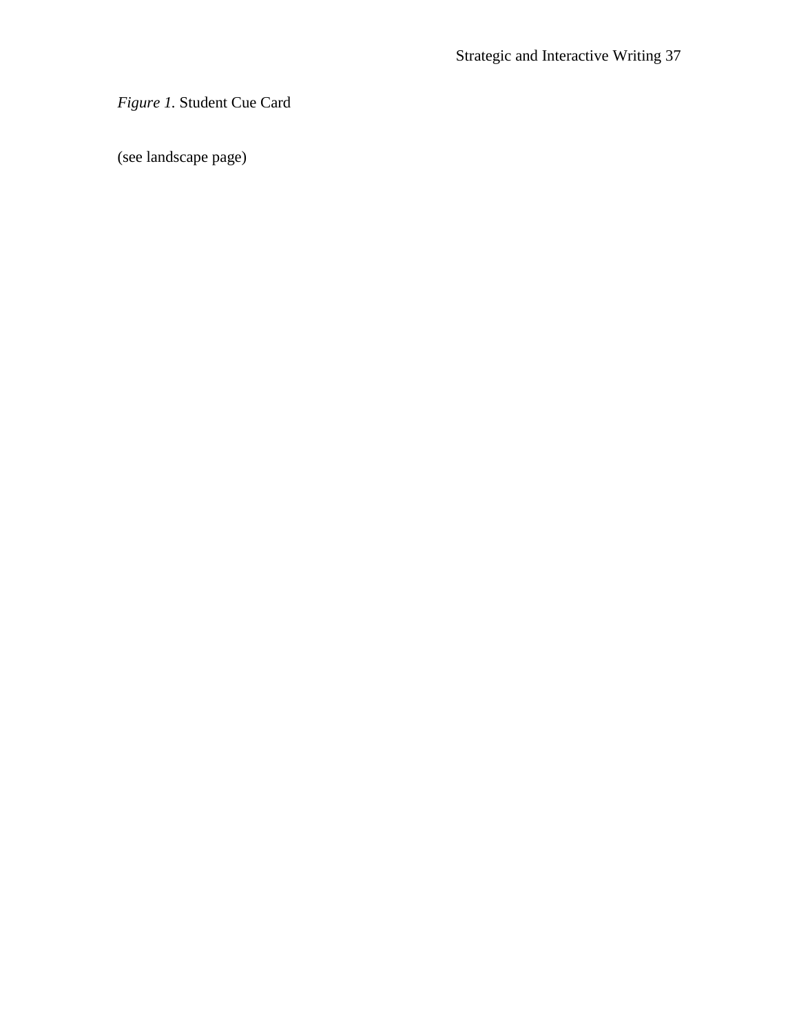*Figure 1.* Student Cue Card

(see landscape page)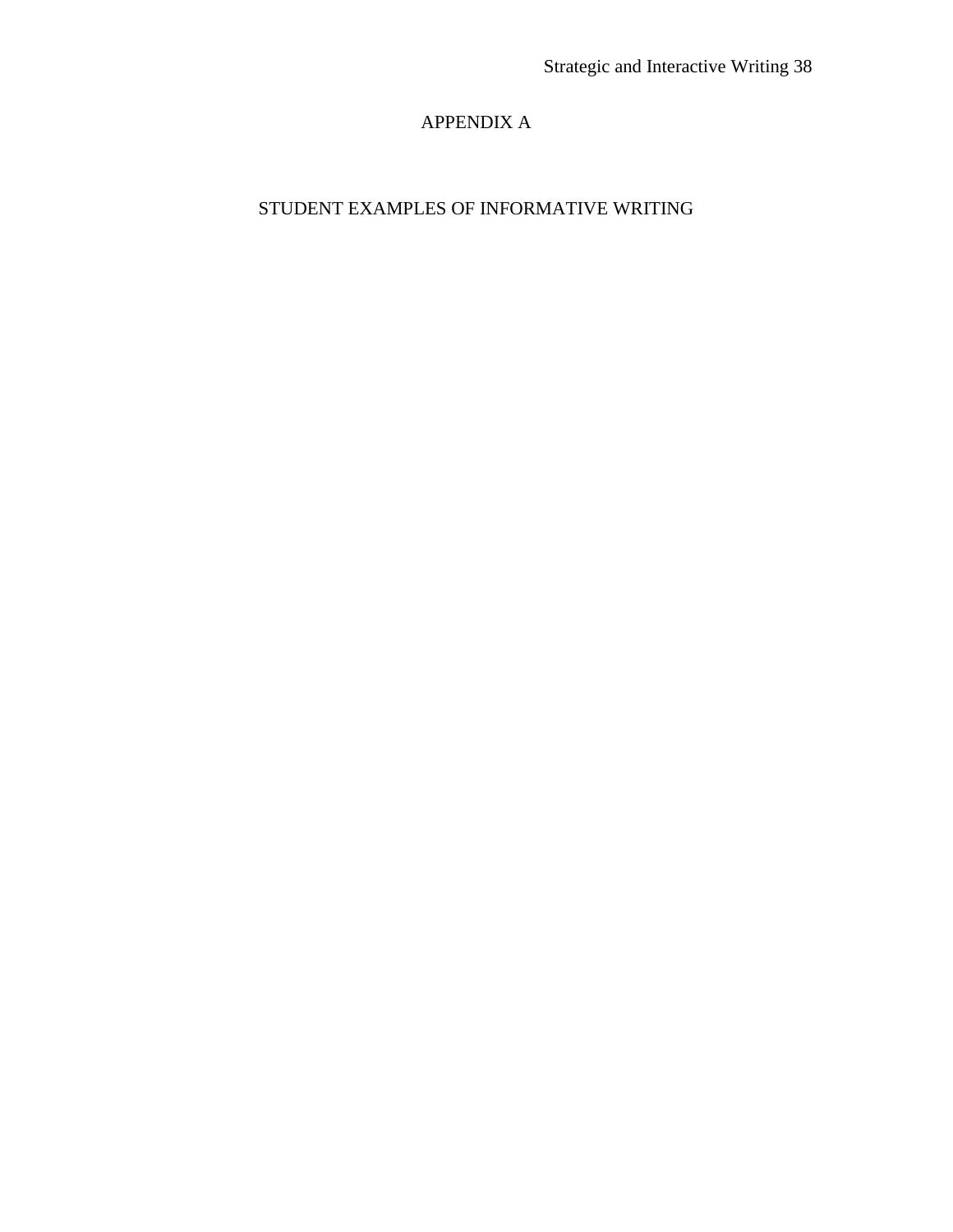# APPENDIX A

## STUDENT EXAMPLES OF INFORMATIVE WRITING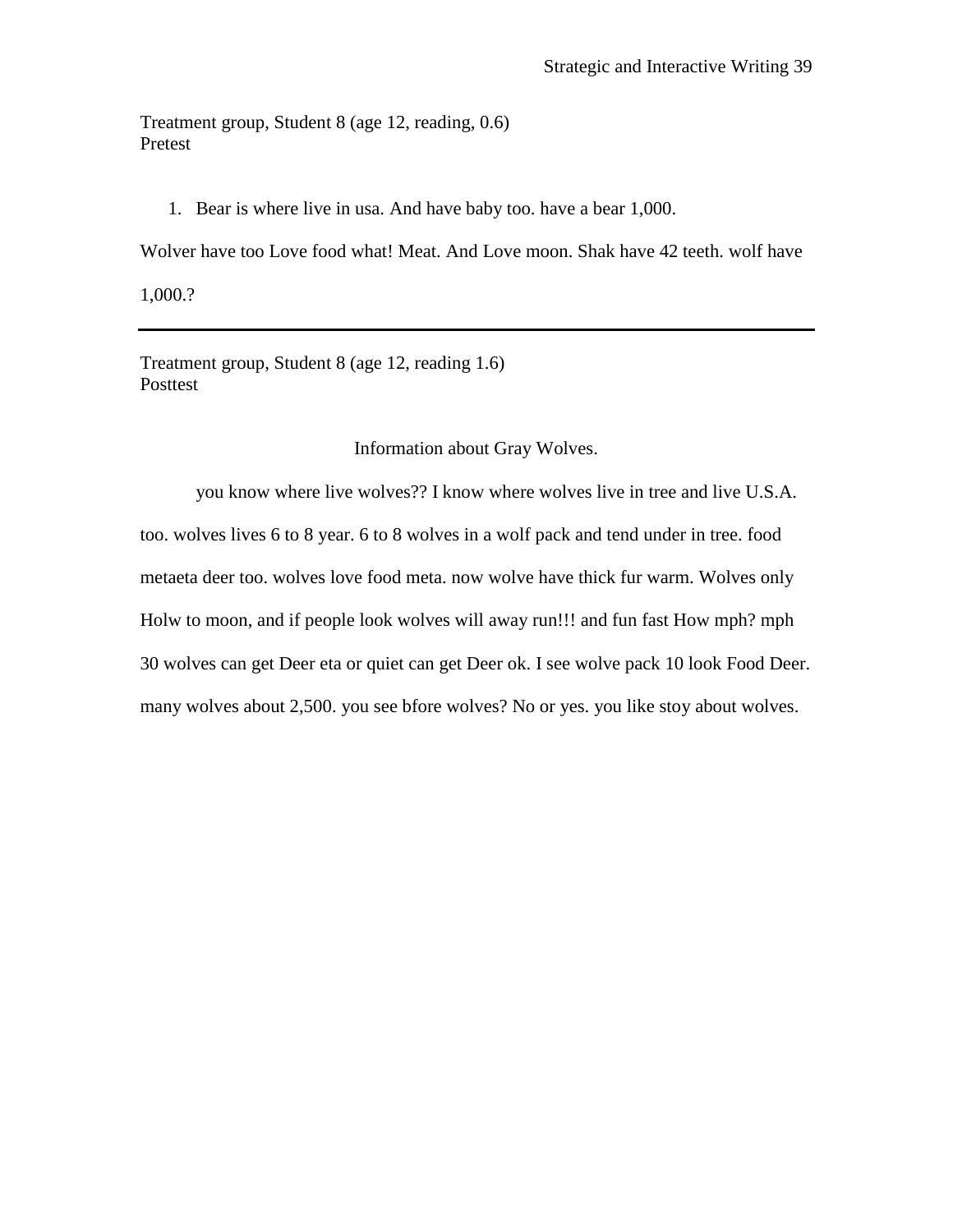Treatment group, Student 8 (age 12, reading, 0.6)
Pretest

1. Bear is where live in usa. And have baby too. have a bear 1,000.

Wolver have too Love food what! Meat. And Love moon. Shak have 42 teeth. wolf have 1,000.?

---

Treatment group, Student 8 (age 12, reading 1.6)
Posttest

Information about Gray Wolves.

you know where live wolves?? I know where wolves live in tree and live U.S.A. too. wolves lives 6 to 8 year. 6 to 8 wolves in a wolf pack and tend under in tree. food metaeta deer too. wolves love food meta. now wolve have thick fur warm. Wolves only Holw to moon, and if people look wolves will away run!!! and fun fast How mph? mph 30 wolves can get Deer eta or quiet can get Deer ok. I see wolve pack 10 look Food Deer. many wolves about 2,500. you see bfore wolves? No or yes. you like stoy about wolves.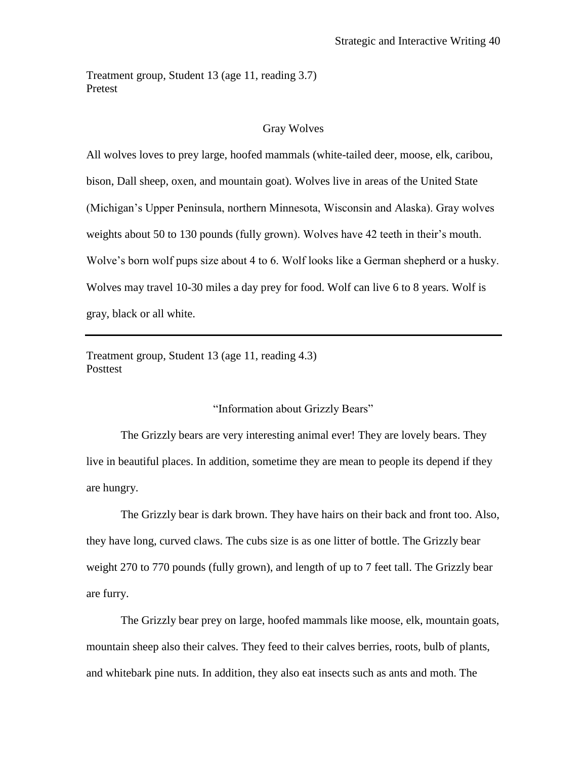Treatment group, Student 13 (age 11, reading 3.7)
Pretest

Gray Wolves

All wolves loves to prey large, hoofed mammals (white-tailed deer, moose, elk, caribou, bison, Dall sheep, oxen, and mountain goat). Wolves live in areas of the United State (Michigan's Upper Peninsula, northern Minnesota, Wisconsin and Alaska). Gray wolves weights about 50 to 130 pounds (fully grown). Wolves have 42 teeth in their's mouth. Wolve's born wolf pups size about 4 to 6. Wolf looks like a German shepherd or a husky. Wolves may travel 10-30 miles a day prey for food. Wolf can live 6 to 8 years. Wolf is gray, black or all white.

---

Treatment group, Student 13 (age 11, reading 4.3)
Posttest

"Information about Grizzly Bears"

The Grizzly bears are very interesting animal ever! They are lovely bears. They live in beautiful places. In addition, sometime they are mean to people its depend if they are hungry.

The Grizzly bear is dark brown. They have hairs on their back and front too. Also, they have long, curved claws. The cubs size is as one litter of bottle. The Grizzly bear weight 270 to 770 pounds (fully grown), and length of up to 7 feet tall. The Grizzly bear are furry.

The Grizzly bear prey on large, hoofed mammals like moose, elk, mountain goats, mountain sheep also their calves. They feed to their calves berries, roots, bulb of plants, and whitebark pine nuts. In addition, they also eat insects such as ants and moth. The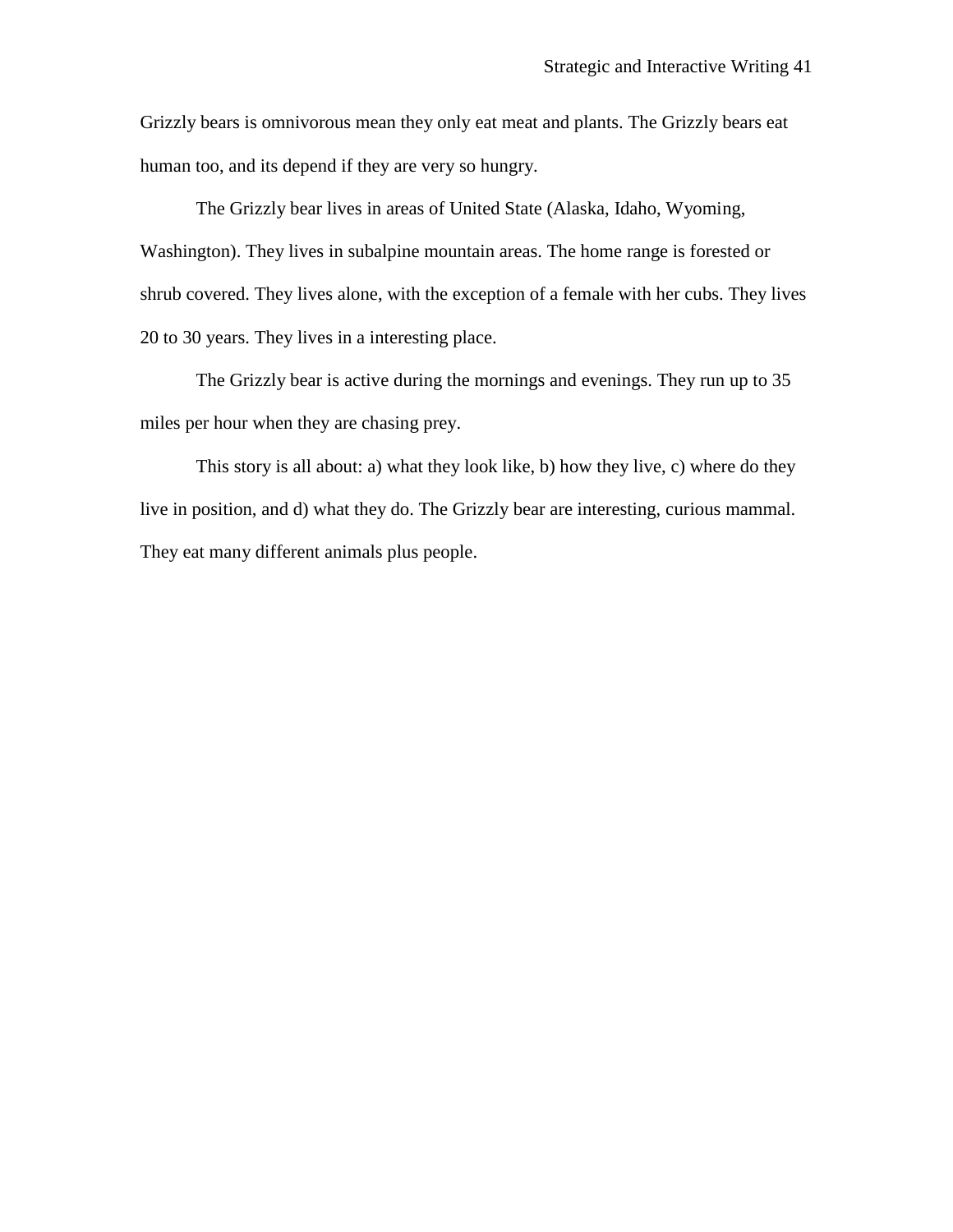Grizzly bears is omnivorous mean they only eat meat and plants. The Grizzly bears eat human too, and its depend if they are very so hungry.

The Grizzly bear lives in areas of United State (Alaska, Idaho, Wyoming, Washington). They lives in subalpine mountain areas. The home range is forested or shrub covered. They lives alone, with the exception of a female with her cubs. They lives 20 to 30 years. They lives in a interesting place.

The Grizzly bear is active during the mornings and evenings. They run up to 35 miles per hour when they are chasing prey.

This story is all about: a) what they look like, b) how they live, c) where do they live in position, and d) what they do. The Grizzly bear are interesting, curious mammal. They eat many different animals plus people.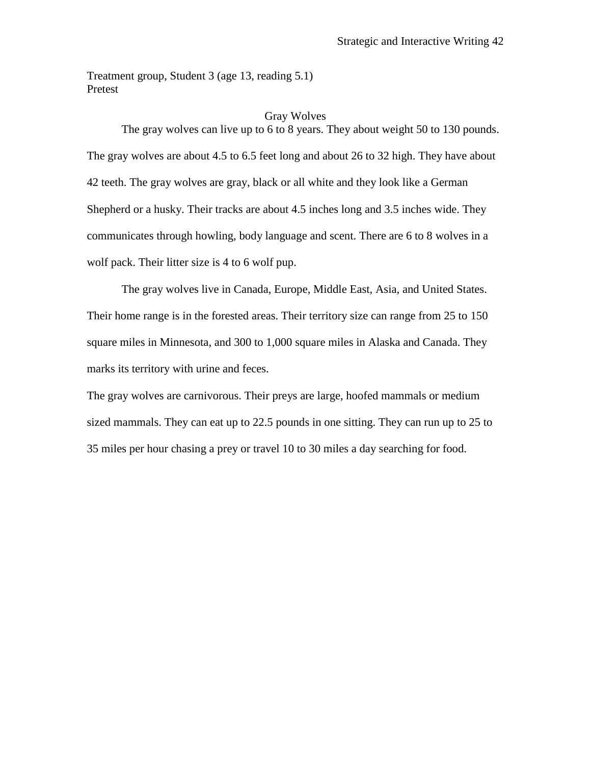Treatment group, Student 3 (age 13, reading 5.1)
Pretest

Gray Wolves

The gray wolves can live up to 6 to 8 years. They about weight 50 to 130 pounds. The gray wolves are about 4.5 to 6.5 feet long and about 26 to 32 high. They have about 42 teeth. The gray wolves are gray, black or all white and they look like a German Shepherd or a husky. Their tracks are about 4.5 inches long and 3.5 inches wide. They communicates through howling, body language and scent. There are 6 to 8 wolves in a wolf pack. Their litter size is 4 to 6 wolf pup.

The gray wolves live in Canada, Europe, Middle East, Asia, and United States. Their home range is in the forested areas. Their territory size can range from 25 to 150 square miles in Minnesota, and 300 to 1,000 square miles in Alaska and Canada. They marks its territory with urine and feces.

The gray wolves are carnivorous. Their preys are large, hoofed mammals or medium sized mammals. They can eat up to 22.5 pounds in one sitting. They can run up to 25 to 35 miles per hour chasing a prey or travel 10 to 30 miles a day searching for food.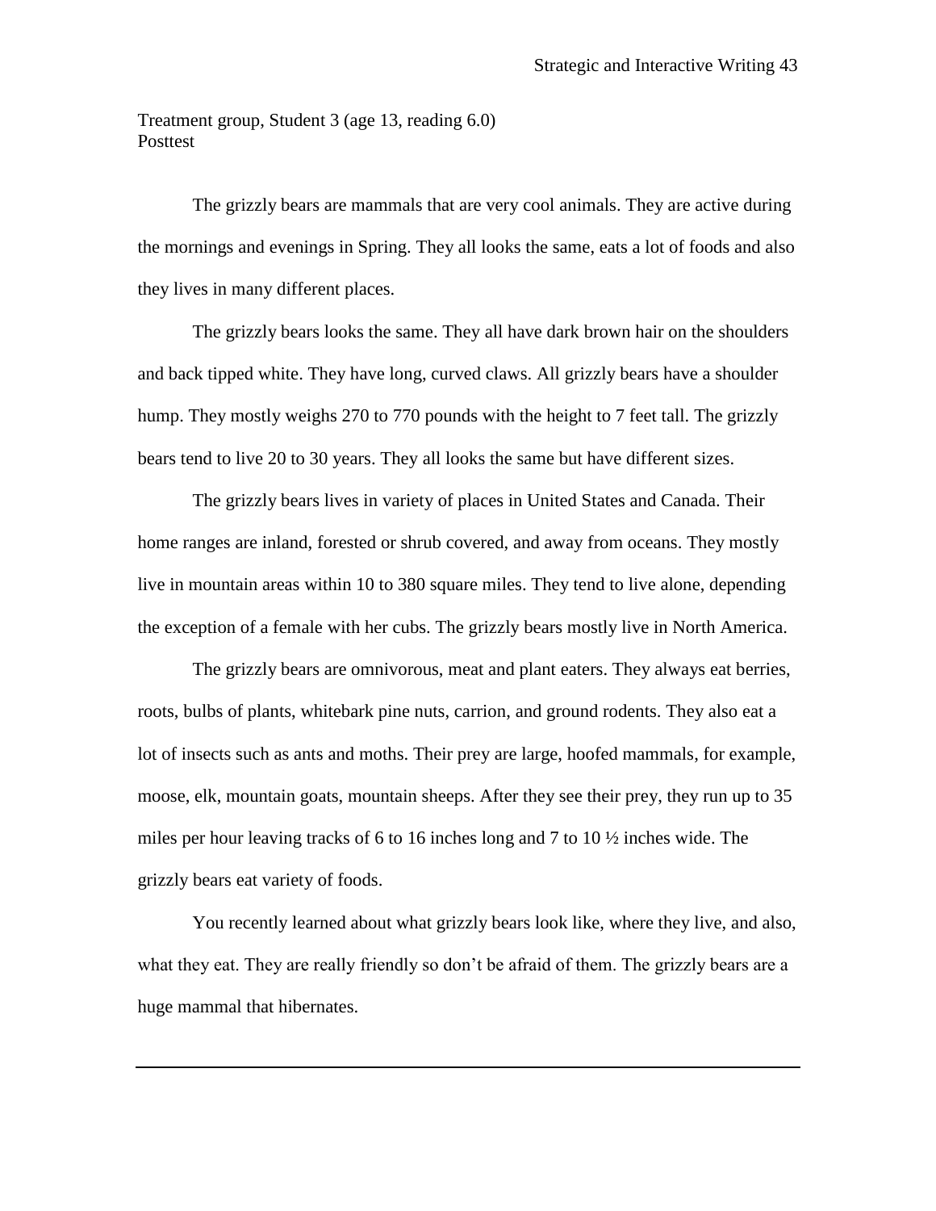Treatment group, Student 3 (age 13, reading 6.0)
Posttest

The grizzly bears are mammals that are very cool animals. They are active during the mornings and evenings in Spring. They all looks the same, eats a lot of foods and also they lives in many different places.

The grizzly bears looks the same. They all have dark brown hair on the shoulders and back tipped white. They have long, curved claws. All grizzly bears have a shoulder hump. They mostly weighs 270 to 770 pounds with the height to 7 feet tall. The grizzly bears tend to live 20 to 30 years. They all looks the same but have different sizes.

The grizzly bears lives in variety of places in United States and Canada. Their home ranges are inland, forested or shrub covered, and away from oceans. They mostly live in mountain areas within 10 to 380 square miles. They tend to live alone, depending the exception of a female with her cubs. The grizzly bears mostly live in North America.

The grizzly bears are omnivorous, meat and plant eaters. They always eat berries, roots, bulbs of plants, whitebark pine nuts, carrion, and ground rodents. They also eat a lot of insects such as ants and moths. Their prey are large, hoofed mammals, for example, moose, elk, mountain goats, mountain sheeps. After they see their prey, they run up to 35 miles per hour leaving tracks of 6 to 16 inches long and 7 to 10 ½ inches wide. The grizzly bears eat variety of foods.

You recently learned about what grizzly bears look like, where they live, and also, what they eat. They are really friendly so don't be afraid of them. The grizzly bears are a huge mammal that hibernates.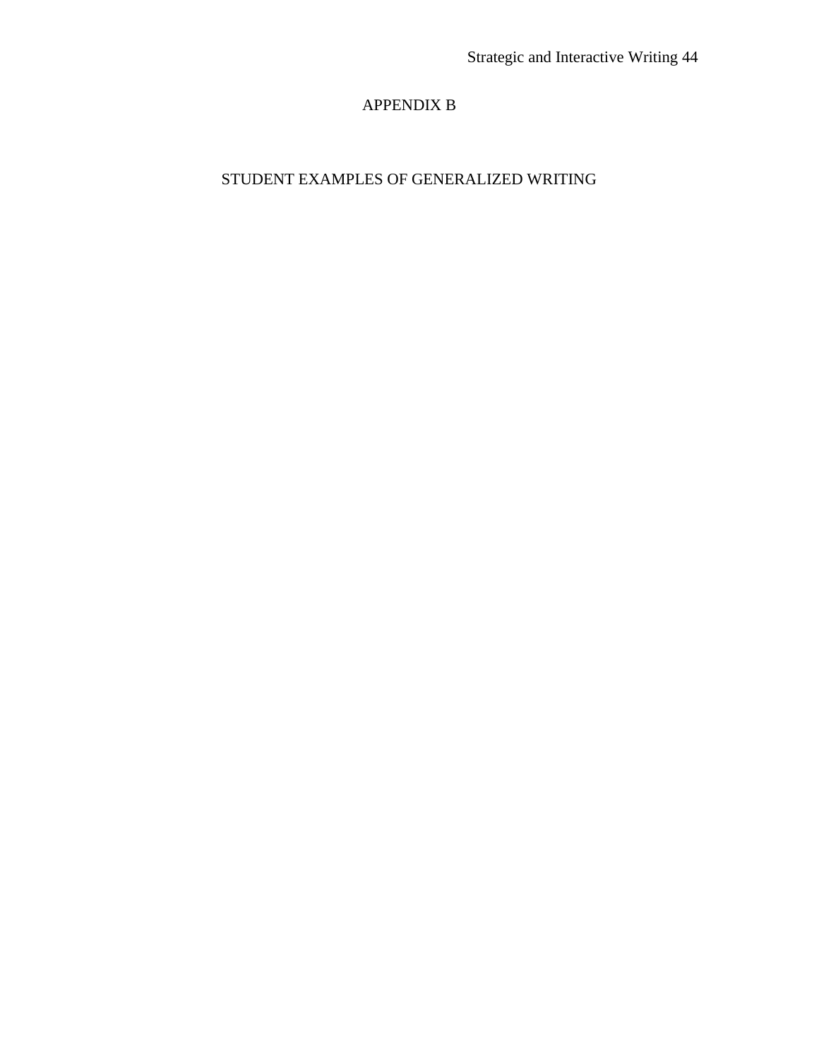# APPENDIX B

## STUDENT EXAMPLES OF GENERALIZED WRITING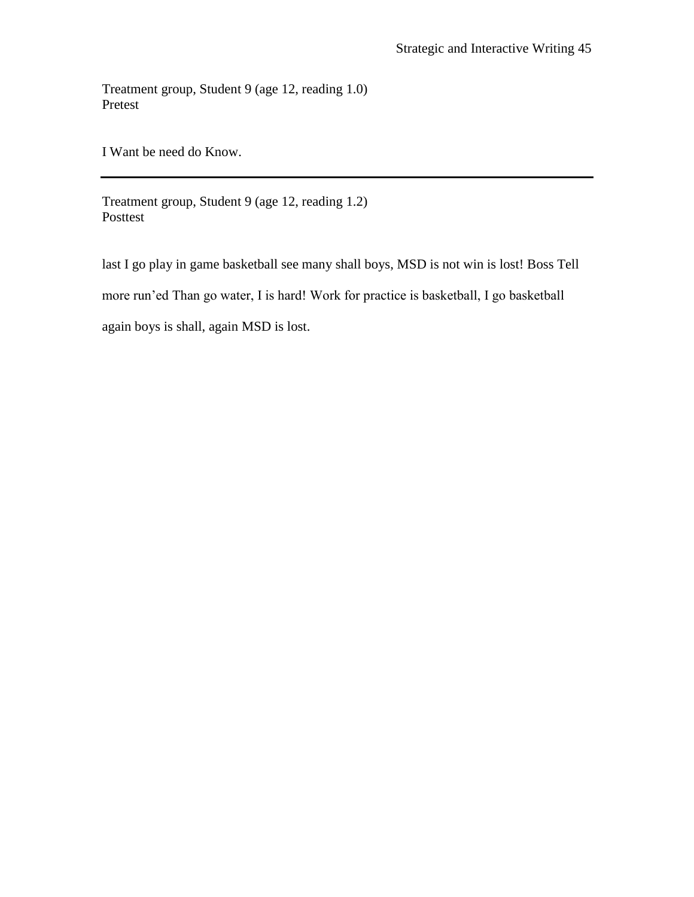Treatment group, Student 9 (age 12, reading 1.0)
Pretest

I Want be need do Know.

---

Treatment group, Student 9 (age 12, reading 1.2)
Posttest

last I go play in game basketball see many shall boys, MSD is not win is lost! Boss Tell more run'ed Than go water, I is hard! Work for practice is basketball, I go basketball again boys is shall, again MSD is lost.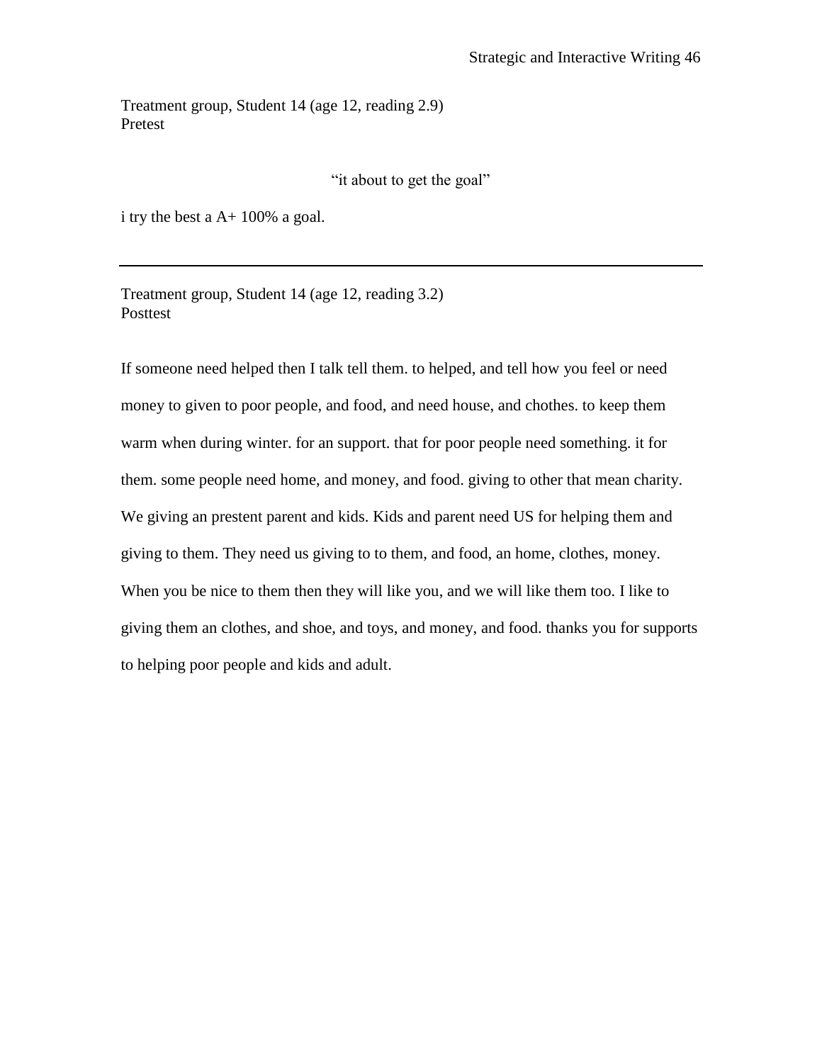Treatment group, Student 14 (age 12, reading 2.9)
Pretest

“it about to get the goal”

i try the best a A+ 100% a goal.

---

Treatment group, Student 14 (age 12, reading 3.2)
Posttest

If someone need helped then I talk tell them. to helped, and tell how you feel or need money to given to poor people, and food, and need house, and chothes. to keep them warm when during winter. for an support. that for poor people need something. it for them. some people need home, and money, and food. giving to other that mean charity. We giving an prestent parent and kids. Kids and parent need US for helping them and giving to them. They need us giving to to them, and food, an home, clothes, money. When you be nice to them then they will like you, and we will like them too. I like to giving them an clothes, and shoe, and toys, and money, and food. thanks you for supports to helping poor people and kids and adult.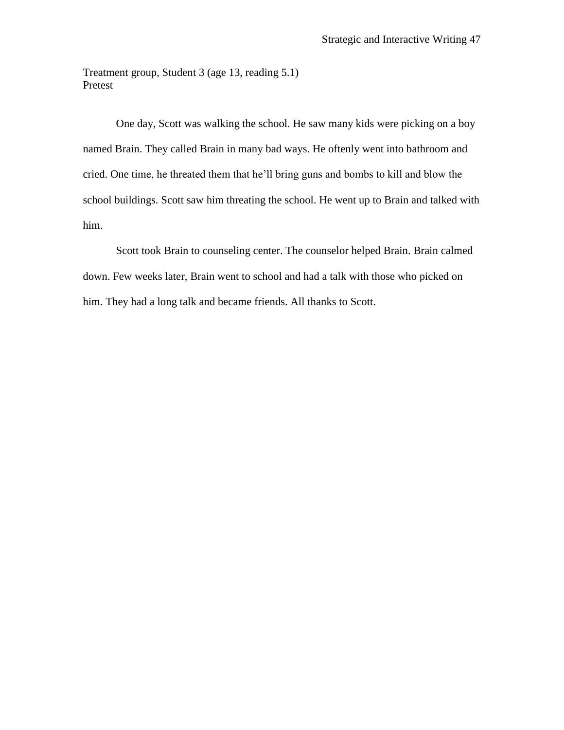Treatment group, Student 3 (age 13, reading 5.1)
Pretest

One day, Scott was walking the school. He saw many kids were picking on a boy named Brain. They called Brain in many bad ways. He oftenly went into bathroom and cried. One time, he threated them that he'll bring guns and bombs to kill and blow the school buildings. Scott saw him threating the school. He went up to Brain and talked with him.

Scott took Brain to counseling center. The counselor helped Brain. Brain calmed down. Few weeks later, Brain went to school and had a talk with those who picked on him. They had a long talk and became friends. All thanks to Scott.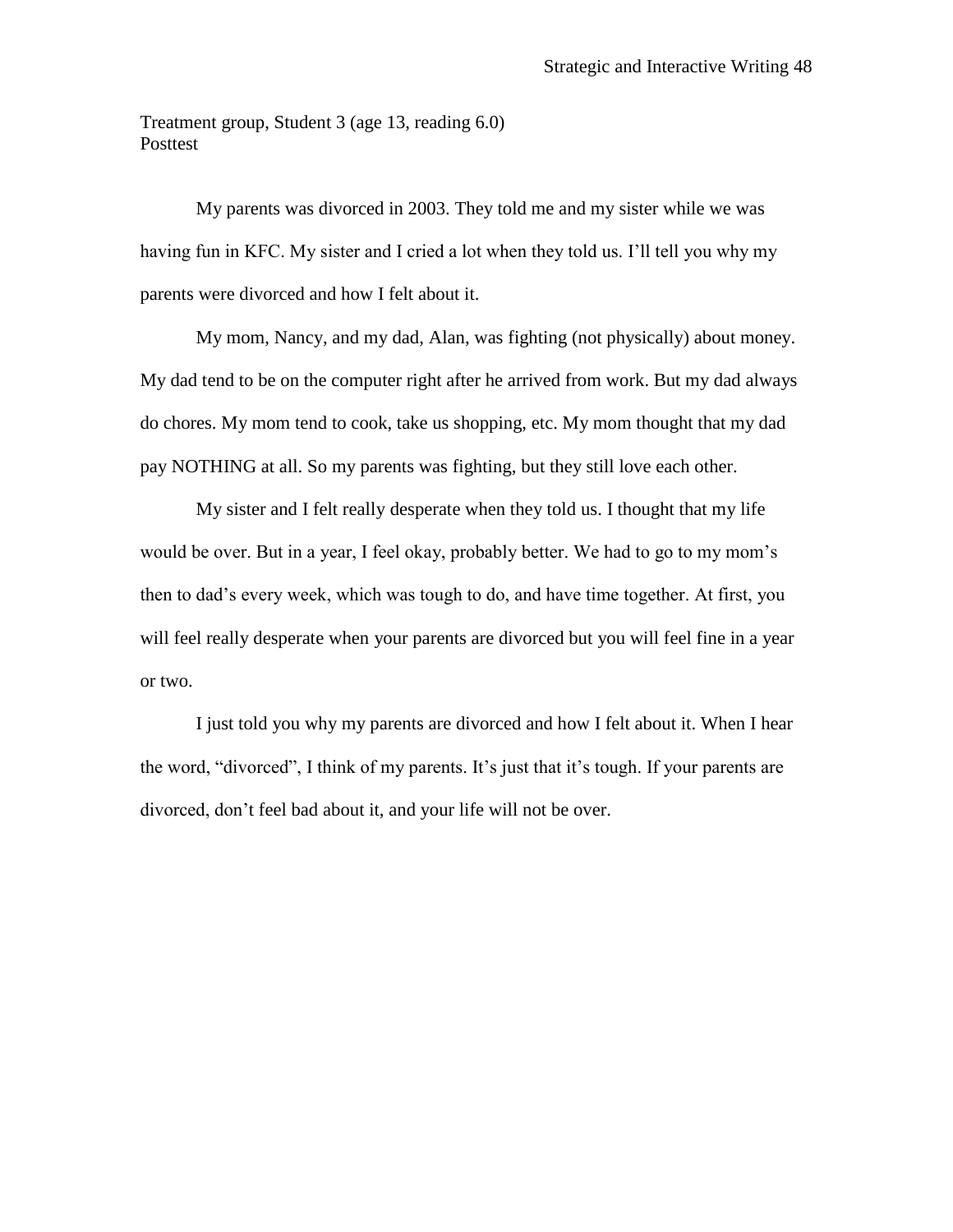Treatment group, Student 3 (age 13, reading 6.0)
Posttest

My parents was divorced in 2003. They told me and my sister while we was having fun in KFC. My sister and I cried a lot when they told us. I'll tell you why my parents were divorced and how I felt about it.

My mom, Nancy, and my dad, Alan, was fighting (not physically) about money. My dad tend to be on the computer right after he arrived from work. But my dad always do chores. My mom tend to cook, take us shopping, etc. My mom thought that my dad pay NOTHING at all. So my parents was fighting, but they still love each other.

My sister and I felt really desperate when they told us. I thought that my life would be over. But in a year, I feel okay, probably better. We had to go to my mom's then to dad's every week, which was tough to do, and have time together. At first, you will feel really desperate when your parents are divorced but you will feel fine in a year or two.

I just told you why my parents are divorced and how I felt about it. When I hear the word, "divorced", I think of my parents. It's just that it's tough. If your parents are divorced, don't feel bad about it, and your life will not be over.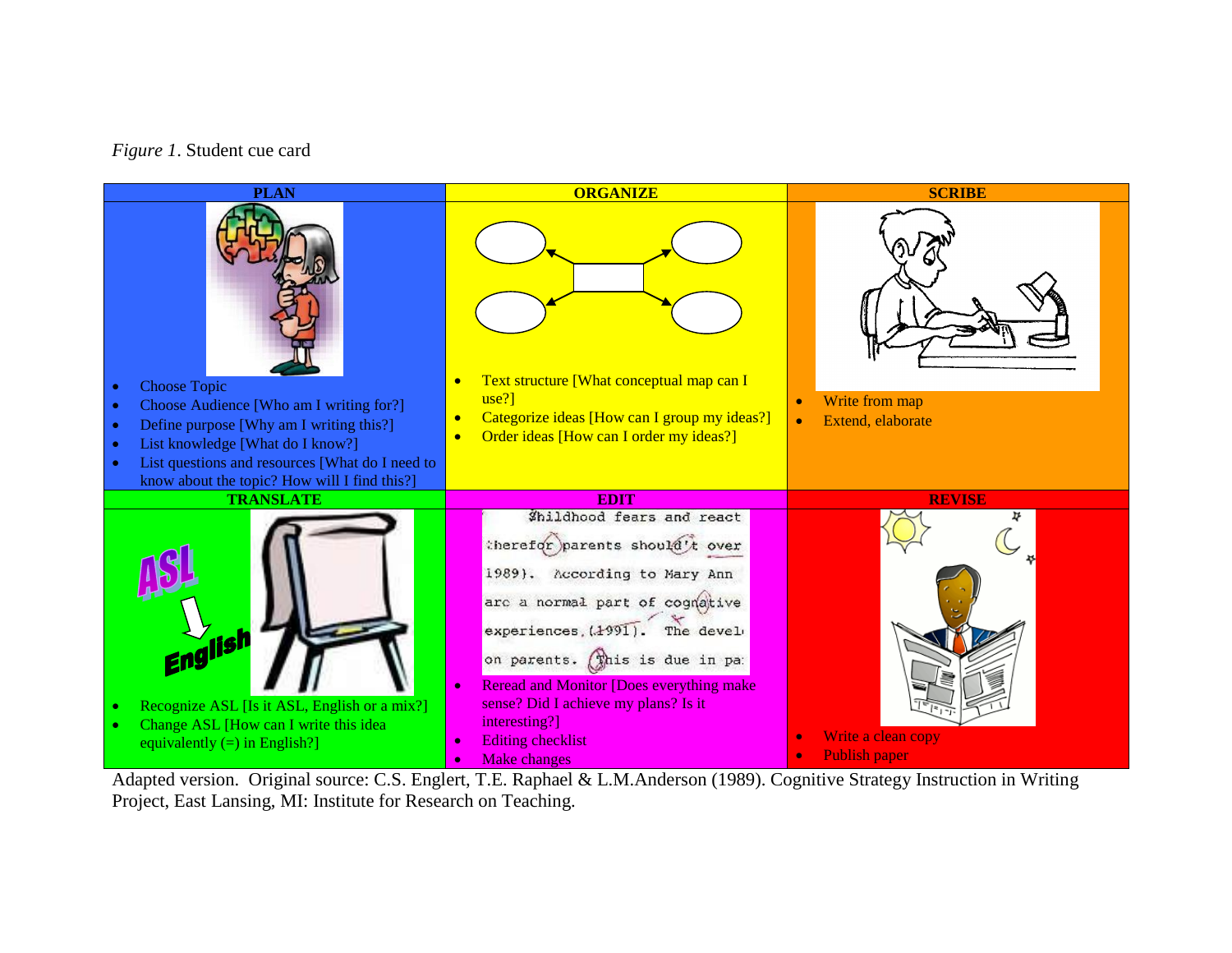*Figure 1*. Student cue card

| PLAN | ORGANIZE | SCRIBE |
|---|---|---|
| • Choose Topic<br>• Choose Audience [Who am I writing for?]<br>• Define purpose [Why am I writing this?]<br>• List knowledge [What do I know?]<br>• List questions and resources [What do I need to know about the topic? How will I find this?] | • Text structure [What conceptual map can I use?]<br>• Categorize ideas [How can I group my ideas?]<br>• Order ideas [How can I order my ideas?] | • Write from map<br>• Extend, elaborate |
| **TRANSLATE** | **EDIT** | **REVISE** |
| • Recognize ASL [Is it ASL, English or a mix?]<br>• Change ASL [How can I write this idea equivalently (=) in English?] | • Reread and Monitor [Does everything make sense? Did I achieve my plans? Is it interesting?]<br>• Editing checklist<br>• Make changes | • Write a clean copy<br>• Publish paper |

Adapted version. Original source: C.S. Englert, T.E. Raphael & L.M.Anderson (1989). Cognitive Strategy Instruction in Writing Project, East Lansing, MI: Institute for Research on Teaching.